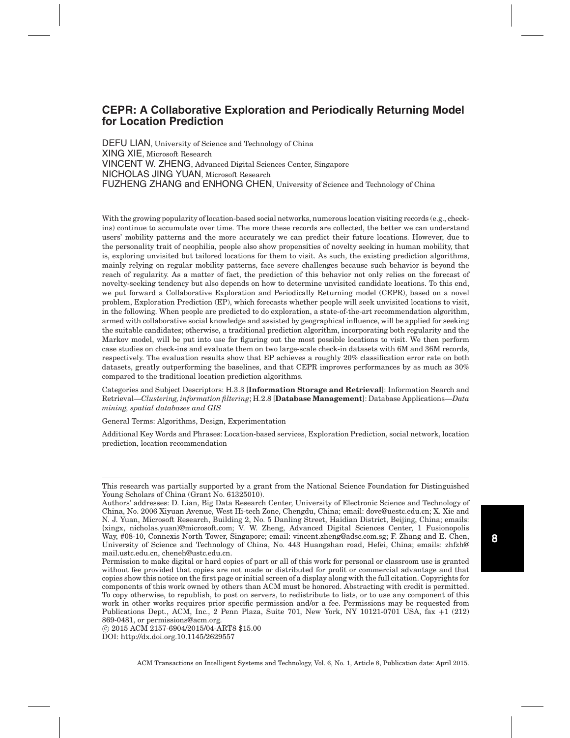# CEPR: A Collaborative Exploration and Periodically Returning Model for Location Prediction

DEFU LIAN, University of Science and Technology of China
XING XIE, Microsoft Research
VINCENT W. ZHENG, Advanced Digital Sciences Center, Singapore
NICHOLAS JING YUAN, Microsoft Research
FUZHENG ZHANG and ENHONG CHEN, University of Science and Technology of China

With the growing popularity of location-based social networks, numerous location visiting records (e.g., check-ins) continue to accumulate over time. The more these records are collected, the better we can understand users' mobility patterns and the more accurately we can predict their future locations. However, due to the personality trait of neophilia, people also show propensities of novelty seeking in human mobility, that is, exploring unvisited but tailored locations for them to visit. As such, the existing prediction algorithms, mainly relying on regular mobility patterns, face severe challenges because such behavior is beyond the reach of regularity. As a matter of fact, the prediction of this behavior not only relies on the forecast of novelty-seeking tendency but also depends on how to determine unvisited candidate locations. To this end, we put forward a Collaborative Exploration and Periodically Returning model (CEPR), based on a novel problem, Exploration Prediction (EP), which forecasts whether people will seek unvisited locations to visit, in the following. When people are predicted to do exploration, a state-of-the-art recommendation algorithm, armed with collaborative social knowledge and assisted by geographical influence, will be applied for seeking the suitable candidates; otherwise, a traditional prediction algorithm, incorporating both regularity and the Markov model, will be put into use for figuring out the most possible locations to visit. We then perform case studies on check-ins and evaluate them on two large-scale check-in datasets with 6M and 36M records, respectively. The evaluation results show that EP achieves a roughly 20% classification error rate on both datasets, greatly outperforming the baselines, and that CEPR improves performances by as much as 30% compared to the traditional location prediction algorithms.

Categories and Subject Descriptors: H.3.3 [**Information Storage and Retrieval**]: Information Search and Retrieval—*Clustering, information filtering*; H.2.8 [**Database Management**]: Database Applications—*Data mining, spatial databases and GIS*

General Terms: Algorithms, Design, Experimentation

Additional Key Words and Phrases: Location-based services, Exploration Prediction, social network, location prediction, location recommendation

---

This research was partially supported by a grant from the National Science Foundation for Distinguished Young Scholars of China (Grant No. 61325010).

Authors' addresses: D. Lian, Big Data Research Center, University of Electronic Science and Technology of China, No. 2006 Xiyuan Avenue, West Hi-tech Zone, Chengdu, China; email: dove@uestc.edu.cn; X. Xie and N. J. Yuan, Microsoft Research, Building 2, No. 5 Danling Street, Haidian District, Beijing, China; emails: {xingx, nicholas.yuan}@microsoft.com; V. W. Zheng, Advanced Digital Sciences Center, 1 Fusionopolis Way, #08-10, Connexis North Tower, Singapore; email: vincent.zheng@adsc.com.sg; F. Zhang and E. Chen, University of Science and Technology of China, No. 443 Huangshan road, Hefei, China; emails: zhfzh@mail.ustc.edu.cn, cheneh@ustc.edu.cn.

Permission to make digital or hard copies of part or all of this work for personal or classroom use is granted without fee provided that copies are not made or distributed for profit or commercial advantage and that copies show this notice on the first page or initial screen of a display along with the full citation. Copyrights for components of this work owned by others than ACM must be honored. Abstracting with credit is permitted. To copy otherwise, to republish, to post on servers, to redistribute to lists, or to use any component of this work in other works requires prior specific permission and/or a fee. Permissions may be requested from Publications Dept., ACM, Inc., 2 Penn Plaza, Suite 701, New York, NY 10121-0701 USA, fax +1 (212) 869-0481, or permissions@acm.org.

© 2015 ACM 2157-6904/2015/04-ART8 $15.00

DOI: http://dx.doi.org.10.1145/2629557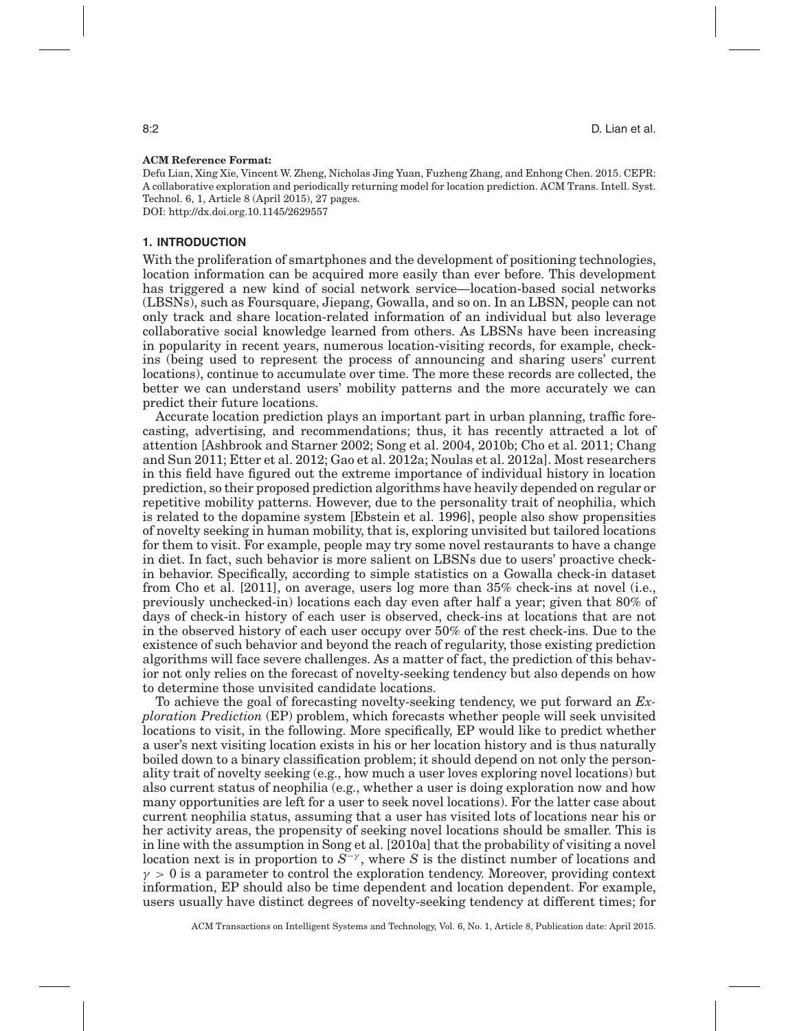**ACM Reference Format:**

Defu Lian, Xing Xie, Vincent W. Zheng, Nicholas Jing Yuan, Fuzheng Zhang, and Enhong Chen. 2015. CEPR: A collaborative exploration and periodically returning model for location prediction. ACM Trans. Intell. Syst. Technol. 6, 1, Article 8 (April 2015), 27 pages.
DOI: http://dx.doi.org.10.1145/2629557

## 1. INTRODUCTION

With the proliferation of smartphones and the development of positioning technologies, location information can be acquired more easily than ever before. This development has triggered a new kind of social network service—location-based social networks (LBSNs), such as Foursquare, Jiepang, Gowalla, and so on. In an LBSN, people can not only track and share location-related information of an individual but also leverage collaborative social knowledge learned from others. As LBSNs have been increasing in popularity in recent years, numerous location-visiting records, for example, check-ins (being used to represent the process of announcing and sharing users' current locations), continue to accumulate over time. The more these records are collected, the better we can understand users' mobility patterns and the more accurately we can predict their future locations.

Accurate location prediction plays an important part in urban planning, traffic forecasting, advertising, and recommendations; thus, it has recently attracted a lot of attention [Ashbrook and Starner 2002; Song et al. 2004, 2010b; Cho et al. 2011; Chang and Sun 2011; Etter et al. 2012; Gao et al. 2012a; Noulas et al. 2012a]. Most researchers in this field have figured out the extreme importance of individual history in location prediction, so their proposed prediction algorithms have heavily depended on regular or repetitive mobility patterns. However, due to the personality trait of neophilia, which is related to the dopamine system [Ebstein et al. 1996], people also show propensities of novelty seeking in human mobility, that is, exploring unvisited but tailored locations for them to visit. For example, people may try some novel restaurants to have a change in diet. In fact, such behavior is more salient on LBSNs due to users' proactive check-in behavior. Specifically, according to simple statistics on a Gowalla check-in dataset from Cho et al. [2011], on average, users log more than 35% check-ins at novel (i.e., previously unchecked-in) locations each day even after half a year; given that 80% of days of check-in history of each user is observed, check-ins at locations that are not in the observed history of each user occupy over 50% of the rest check-ins. Due to the existence of such behavior and beyond the reach of regularity, those existing prediction algorithms will face severe challenges. As a matter of fact, the prediction of this behavior not only relies on the forecast of novelty-seeking tendency but also depends on how to determine those unvisited candidate locations.

To achieve the goal of forecasting novelty-seeking tendency, we put forward an *Exploration Prediction* (EP) problem, which forecasts whether people will seek unvisited locations to visit, in the following. More specifically, EP would like to predict whether a user's next visiting location exists in his or her location history and is thus naturally boiled down to a binary classification problem; it should depend on not only the personality trait of novelty seeking (e.g., how much a user loves exploring novel locations) but also current status of neophilia (e.g., whether a user is doing exploration now and how many opportunities are left for a user to seek novel locations). For the latter case about current neophilia status, assuming that a user has visited lots of locations near his or her activity areas, the propensity of seeking novel locations should be smaller. This is in line with the assumption in Song et al. [2010a] that the probability of visiting a novel location next is in proportion to $S^{-\gamma}$, where $S$ is the distinct number of locations and $\gamma > 0$ is a parameter to control the exploration tendency. Moreover, providing context information, EP should also be time dependent and location dependent. For example, users usually have distinct degrees of novelty-seeking tendency at different times; for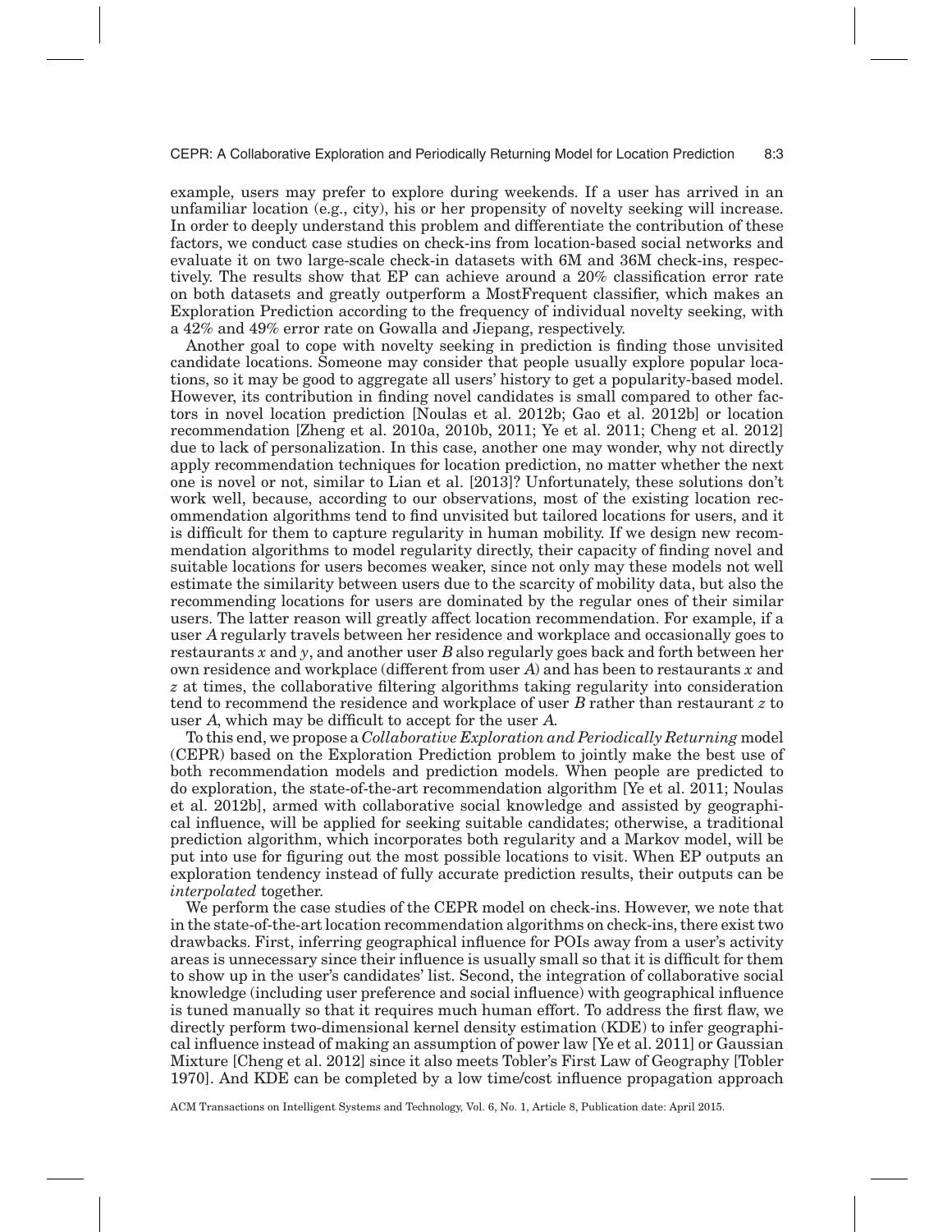example, users may prefer to explore during weekends. If a user has arrived in an unfamiliar location (e.g., city), his or her propensity of novelty seeking will increase. In order to deeply understand this problem and differentiate the contribution of these factors, we conduct case studies on check-ins from location-based social networks and evaluate it on two large-scale check-in datasets with 6M and 36M check-ins, respectively. The results show that EP can achieve around a 20% classification error rate on both datasets and greatly outperform a MostFrequent classifier, which makes an Exploration Prediction according to the frequency of individual novelty seeking, with a 42% and 49% error rate on Gowalla and Jiepang, respectively.

Another goal to cope with novelty seeking in prediction is finding those unvisited candidate locations. Someone may consider that people usually explore popular locations, so it may be good to aggregate all users' history to get a popularity-based model. However, its contribution in finding novel candidates is small compared to other factors in novel location prediction [Noulas et al. 2012b; Gao et al. 2012b] or location recommendation [Zheng et al. 2010a, 2010b, 2011; Ye et al. 2011; Cheng et al. 2012] due to lack of personalization. In this case, another one may wonder, why not directly apply recommendation techniques for location prediction, no matter whether the next one is novel or not, similar to Lian et al. [2013]? Unfortunately, these solutions don't work well, because, according to our observations, most of the existing location recommendation algorithms tend to find unvisited but tailored locations for users, and it is difficult for them to capture regularity in human mobility. If we design new recommendation algorithms to model regularity directly, their capacity of finding novel and suitable locations for users becomes weaker, since not only may these models not well estimate the similarity between users due to the scarcity of mobility data, but also the recommending locations for users are dominated by the regular ones of their similar users. The latter reason will greatly affect location recommendation. For example, if a user *A* regularly travels between her residence and workplace and occasionally goes to restaurants *x* and *y*, and another user *B* also regularly goes back and forth between her own residence and workplace (different from user *A*) and has been to restaurants *x* and *z* at times, the collaborative filtering algorithms taking regularity into consideration tend to recommend the residence and workplace of user *B* rather than restaurant *z* to user *A*, which may be difficult to accept for the user *A*.

To this end, we propose a *Collaborative Exploration and Periodically Returning* model (CEPR) based on the Exploration Prediction problem to jointly make the best use of both recommendation models and prediction models. When people are predicted to do exploration, the state-of-the-art recommendation algorithm [Ye et al. 2011; Noulas et al. 2012b], armed with collaborative social knowledge and assisted by geographical influence, will be applied for seeking suitable candidates; otherwise, a traditional prediction algorithm, which incorporates both regularity and a Markov model, will be put into use for figuring out the most possible locations to visit. When EP outputs an exploration tendency instead of fully accurate prediction results, their outputs can be *interpolated* together.

We perform the case studies of the CEPR model on check-ins. However, we note that in the state-of-the-art location recommendation algorithms on check-ins, there exist two drawbacks. First, inferring geographical influence for POIs away from a user's activity areas is unnecessary since their influence is usually small so that it is difficult for them to show up in the user's candidates' list. Second, the integration of collaborative social knowledge (including user preference and social influence) with geographical influence is tuned manually so that it requires much human effort. To address the first flaw, we directly perform two-dimensional kernel density estimation (KDE) to infer geographical influence instead of making an assumption of power law [Ye et al. 2011] or Gaussian Mixture [Cheng et al. 2012] since it also meets Tobler's First Law of Geography [Tobler 1970]. And KDE can be completed by a low time/cost influence propagation approach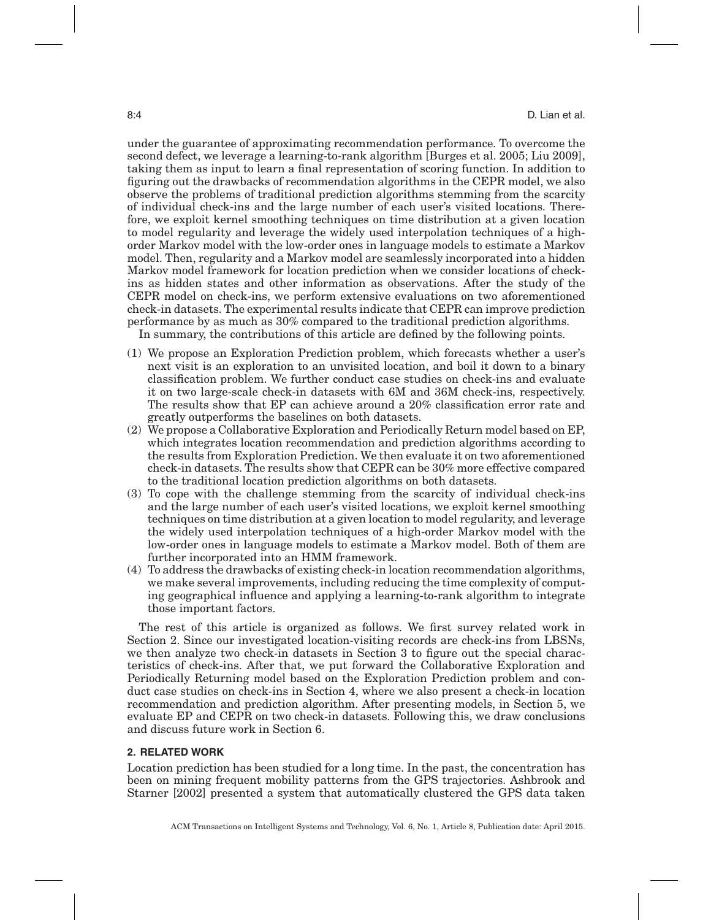under the guarantee of approximating recommendation performance. To overcome the second defect, we leverage a learning-to-rank algorithm [Burges et al. 2005; Liu 2009], taking them as input to learn a final representation of scoring function. In addition to figuring out the drawbacks of recommendation algorithms in the CEPR model, we also observe the problems of traditional prediction algorithms stemming from the scarcity of individual check-ins and the large number of each user's visited locations. Therefore, we exploit kernel smoothing techniques on time distribution at a given location to model regularity and leverage the widely used interpolation techniques of a high-order Markov model with the low-order ones in language models to estimate a Markov model. Then, regularity and a Markov model are seamlessly incorporated into a hidden Markov model framework for location prediction when we consider locations of check-ins as hidden states and other information as observations. After the study of the CEPR model on check-ins, we perform extensive evaluations on two aforementioned check-in datasets. The experimental results indicate that CEPR can improve prediction performance by as much as 30% compared to the traditional prediction algorithms.

In summary, the contributions of this article are defined by the following points.

(1) We propose an Exploration Prediction problem, which forecasts whether a user's next visit is an exploration to an unvisited location, and boil it down to a binary classification problem. We further conduct case studies on check-ins and evaluate it on two large-scale check-in datasets with 6M and 36M check-ins, respectively. The results show that EP can achieve around a 20% classification error rate and greatly outperforms the baselines on both datasets.
(2) We propose a Collaborative Exploration and Periodically Return model based on EP, which integrates location recommendation and prediction algorithms according to the results from Exploration Prediction. We then evaluate it on two aforementioned check-in datasets. The results show that CEPR can be 30% more effective compared to the traditional location prediction algorithms on both datasets.
(3) To cope with the challenge stemming from the scarcity of individual check-ins and the large number of each user's visited locations, we exploit kernel smoothing techniques on time distribution at a given location to model regularity, and leverage the widely used interpolation techniques of a high-order Markov model with the low-order ones in language models to estimate a Markov model. Both of them are further incorporated into an HMM framework.
(4) To address the drawbacks of existing check-in location recommendation algorithms, we make several improvements, including reducing the time complexity of computing geographical influence and applying a learning-to-rank algorithm to integrate those important factors.

The rest of this article is organized as follows. We first survey related work in Section 2. Since our investigated location-visiting records are check-ins from LBSNs, we then analyze two check-in datasets in Section 3 to figure out the special characteristics of check-ins. After that, we put forward the Collaborative Exploration and Periodically Returning model based on the Exploration Prediction problem and conduct case studies on check-ins in Section 4, where we also present a check-in location recommendation and prediction algorithm. After presenting models, in Section 5, we evaluate EP and CEPR on two check-in datasets. Following this, we draw conclusions and discuss future work in Section 6.

## 2. RELATED WORK

Location prediction has been studied for a long time. In the past, the concentration has been on mining frequent mobility patterns from the GPS trajectories. Ashbrook and Starner [2002] presented a system that automatically clustered the GPS data taken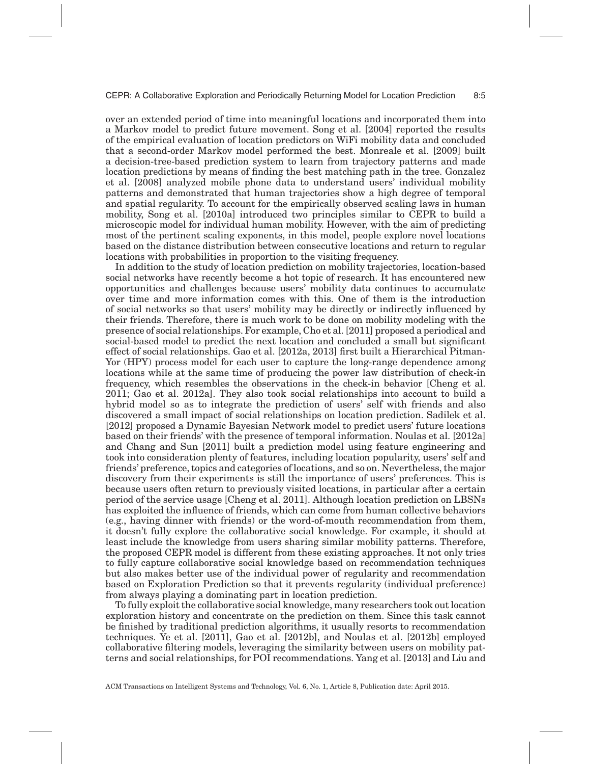over an extended period of time into meaningful locations and incorporated them into a Markov model to predict future movement. Song et al. [2004] reported the results of the empirical evaluation of location predictors on WiFi mobility data and concluded that a second-order Markov model performed the best. Monreale et al. [2009] built a decision-tree-based prediction system to learn from trajectory patterns and made location predictions by means of finding the best matching path in the tree. Gonzalez et al. [2008] analyzed mobile phone data to understand users' individual mobility patterns and demonstrated that human trajectories show a high degree of temporal and spatial regularity. To account for the empirically observed scaling laws in human mobility, Song et al. [2010a] introduced two principles similar to CEPR to build a microscopic model for individual human mobility. However, with the aim of predicting most of the pertinent scaling exponents, in this model, people explore novel locations based on the distance distribution between consecutive locations and return to regular locations with probabilities in proportion to the visiting frequency.

In addition to the study of location prediction on mobility trajectories, location-based social networks have recently become a hot topic of research. It has encountered new opportunities and challenges because users' mobility data continues to accumulate over time and more information comes with this. One of them is the introduction of social networks so that users' mobility may be directly or indirectly influenced by their friends. Therefore, there is much work to be done on mobility modeling with the presence of social relationships. For example, Cho et al. [2011] proposed a periodical and social-based model to predict the next location and concluded a small but significant effect of social relationships. Gao et al. [2012a, 2013] first built a Hierarchical Pitman-Yor (HPY) process model for each user to capture the long-range dependence among locations while at the same time of producing the power law distribution of check-in frequency, which resembles the observations in the check-in behavior [Cheng et al. 2011; Gao et al. 2012a]. They also took social relationships into account to build a hybrid model so as to integrate the prediction of users' self with friends and also discovered a small impact of social relationships on location prediction. Sadilek et al. [2012] proposed a Dynamic Bayesian Network model to predict users' future locations based on their friends' with the presence of temporal information. Noulas et al. [2012a] and Chang and Sun [2011] built a prediction model using feature engineering and took into consideration plenty of features, including location popularity, users' self and friends' preference, topics and categories of locations, and so on. Nevertheless, the major discovery from their experiments is still the importance of users' preferences. This is because users often return to previously visited locations, in particular after a certain period of the service usage [Cheng et al. 2011]. Although location prediction on LBSNs has exploited the influence of friends, which can come from human collective behaviors (e.g., having dinner with friends) or the word-of-mouth recommendation from them, it doesn't fully explore the collaborative social knowledge. For example, it should at least include the knowledge from users sharing similar mobility patterns. Therefore, the proposed CEPR model is different from these existing approaches. It not only tries to fully capture collaborative social knowledge based on recommendation techniques but also makes better use of the individual power of regularity and recommendation based on Exploration Prediction so that it prevents regularity (individual preference) from always playing a dominating part in location prediction.

To fully exploit the collaborative social knowledge, many researchers took out location exploration history and concentrate on the prediction on them. Since this task cannot be finished by traditional prediction algorithms, it usually resorts to recommendation techniques. Ye et al. [2011], Gao et al. [2012b], and Noulas et al. [2012b] employed collaborative filtering models, leveraging the similarity between users on mobility patterns and social relationships, for POI recommendations. Yang et al. [2013] and Liu and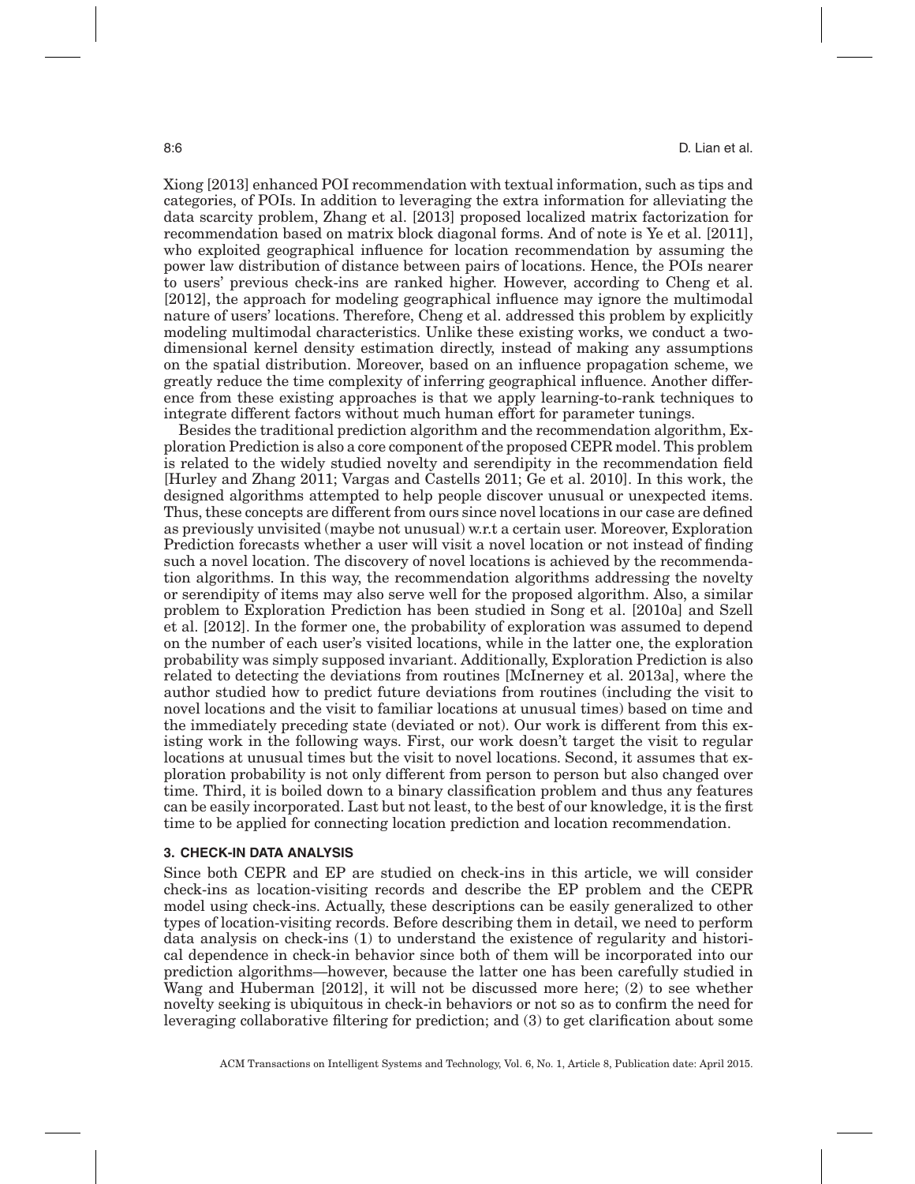Xiong [2013] enhanced POI recommendation with textual information, such as tips and categories, of POIs. In addition to leveraging the extra information for alleviating the data scarcity problem, Zhang et al. [2013] proposed localized matrix factorization for recommendation based on matrix block diagonal forms. And of note is Ye et al. [2011], who exploited geographical influence for location recommendation by assuming the power law distribution of distance between pairs of locations. Hence, the POIs nearer to users' previous check-ins are ranked higher. However, according to Cheng et al. [2012], the approach for modeling geographical influence may ignore the multimodal nature of users' locations. Therefore, Cheng et al. addressed this problem by explicitly modeling multimodal characteristics. Unlike these existing works, we conduct a two-dimensional kernel density estimation directly, instead of making any assumptions on the spatial distribution. Moreover, based on an influence propagation scheme, we greatly reduce the time complexity of inferring geographical influence. Another difference from these existing approaches is that we apply learning-to-rank techniques to integrate different factors without much human effort for parameter tunings.

Besides the traditional prediction algorithm and the recommendation algorithm, Exploration Prediction is also a core component of the proposed CEPR model. This problem is related to the widely studied novelty and serendipity in the recommendation field [Hurley and Zhang 2011; Vargas and Castells 2011; Ge et al. 2010]. In this work, the designed algorithms attempted to help people discover unusual or unexpected items. Thus, these concepts are different from ours since novel locations in our case are defined as previously unvisited (maybe not unusual) w.r.t a certain user. Moreover, Exploration Prediction forecasts whether a user will visit a novel location or not instead of finding such a novel location. The discovery of novel locations is achieved by the recommendation algorithms. In this way, the recommendation algorithms addressing the novelty or serendipity of items may also serve well for the proposed algorithm. Also, a similar problem to Exploration Prediction has been studied in Song et al. [2010a] and Szell et al. [2012]. In the former one, the probability of exploration was assumed to depend on the number of each user's visited locations, while in the latter one, the exploration probability was simply supposed invariant. Additionally, Exploration Prediction is also related to detecting the deviations from routines [McInerney et al. 2013a], where the author studied how to predict future deviations from routines (including the visit to novel locations and the visit to familiar locations at unusual times) based on time and the immediately preceding state (deviated or not). Our work is different from this existing work in the following ways. First, our work doesn't target the visit to regular locations at unusual times but the visit to novel locations. Second, it assumes that exploration probability is not only different from person to person but also changed over time. Third, it is boiled down to a binary classification problem and thus any features can be easily incorporated. Last but not least, to the best of our knowledge, it is the first time to be applied for connecting location prediction and location recommendation.

## 3. CHECK-IN DATA ANALYSIS

Since both CEPR and EP are studied on check-ins in this article, we will consider check-ins as location-visiting records and describe the EP problem and the CEPR model using check-ins. Actually, these descriptions can be easily generalized to other types of location-visiting records. Before describing them in detail, we need to perform data analysis on check-ins (1) to understand the existence of regularity and historical dependence in check-in behavior since both of them will be incorporated into our prediction algorithms—however, because the latter one has been carefully studied in Wang and Huberman [2012], it will not be discussed more here; (2) to see whether novelty seeking is ubiquitous in check-in behaviors or not so as to confirm the need for leveraging collaborative filtering for prediction; and (3) to get clarification about some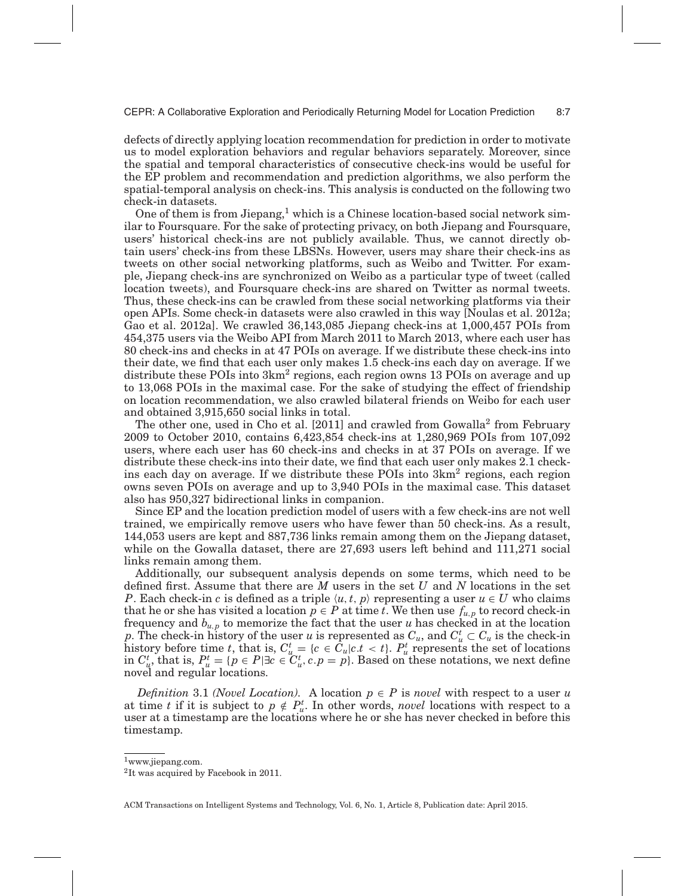defects of directly applying location recommendation for prediction in order to motivate us to model exploration behaviors and regular behaviors separately. Moreover, since the spatial and temporal characteristics of consecutive check-ins would be useful for the EP problem and recommendation and prediction algorithms, we also perform the spatial-temporal analysis on check-ins. This analysis is conducted on the following two check-in datasets.

One of them is from Jiepang,[1] which is a Chinese location-based social network similar to Foursquare. For the sake of protecting privacy, on both Jiepang and Foursquare, users' historical check-ins are not publicly available. Thus, we cannot directly obtain users' check-ins from these LBSNs. However, users may share their check-ins as tweets on other social networking platforms, such as Weibo and Twitter. For example, Jiepang check-ins are synchronized on Weibo as a particular type of tweet (called location tweets), and Foursquare check-ins are shared on Twitter as normal tweets. Thus, these check-ins can be crawled from these social networking platforms via their open APIs. Some check-in datasets were also crawled in this way [Noulas et al. 2012a; Gao et al. 2012a]. We crawled 36,143,085 Jiepang check-ins at 1,000,457 POIs from 454,375 users via the Weibo API from March 2011 to March 2013, where each user has 80 check-ins and checks in at 47 POIs on average. If we distribute these check-ins into their date, we find that each user only makes 1.5 check-ins each day on average. If we distribute these POIs into $3\text{km}^2$ regions, each region owns 13 POIs on average and up to 13,068 POIs in the maximal case. For the sake of studying the effect of friendship on location recommendation, we also crawled bilateral friends on Weibo for each user and obtained 3,915,650 social links in total.

The other one, used in Cho et al. [2011] and crawled from Gowalla[2] from February 2009 to October 2010, contains 6,423,854 check-ins at 1,280,969 POIs from 107,092 users, where each user has 60 check-ins and checks in at 37 POIs on average. If we distribute these check-ins into their date, we find that each user only makes 2.1 check-ins each day on average. If we distribute these POIs into $3\text{km}^2$ regions, each region owns seven POIs on average and up to 3,940 POIs in the maximal case. This dataset also has 950,327 bidirectional links in companion.

Since EP and the location prediction model of users with a few check-ins are not well trained, we empirically remove users who have fewer than 50 check-ins. As a result, 144,053 users are kept and 887,736 links remain among them on the Jiepang dataset, while on the Gowalla dataset, there are 27,693 users left behind and 111,271 social links remain among them.

Additionally, our subsequent analysis depends on some terms, which need to be defined first. Assume that there are $M$ users in the set $U$ and $N$ locations in the set $P$. Each check-in $c$ is defined as a triple $\langle u, t, p \rangle$ representing a user $u \in U$ who claims that he or she has visited a location $p \in P$ at time $t$. We then use $f_{u,p}$ to record check-in frequency and $b_{u,p}$ to memorize the fact that the user $u$ has checked in at the location $p$. The check-in history of the user $u$ is represented as $C_u$, and $C_u^t \subset C_u$ is the check-in history before time $t$, that is, $C_u^t = \{c \in C_u | c.t < t\}$. $P_u^t$ represents the set of locations in $C_u^t$, that is, $P_u^t = \{p \in P | \exists c \in C_u^t, c.p = p\}$. Based on these notations, we next define novel and regular locations.

*Definition* 3.1 *(Novel Location).* A location $p \in P$ is *novel* with respect to a user $u$ at time $t$ if it is subject to $p \notin P_u^t$. In other words, *novel* locations with respect to a user at a timestamp are the locations where he or she has never checked in before this timestamp.

[1] www.jiepang.com.

[2] It was acquired by Facebook in 2011.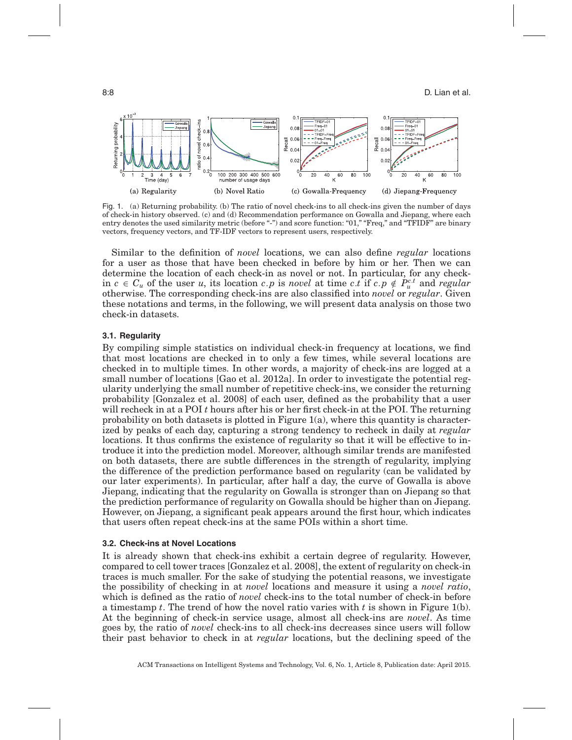(a) Regularity (b) Novel Ratio (c) Gowalla-Frequency (d) Jiepang-Frequency

Fig. 1. (a) Returning probability. (b) The ratio of novel check-ins to all check-ins given the number of days of check-in history observed. (c) and (d) Recommendation performance on Gowalla and Jiepang, where each entry denotes the used similarity metric (before "-") and score function: "01," "Freq," and "TFIDF" are binary vectors, frequency vectors, and TF-IDF vectors to represent users, respectively.

Similar to the definition of *novel* locations, we can also define *regular* locations for a user as those that have been checked in before by him or her. Then we can determine the location of each check-in as novel or not. In particular, for any check-in $c \in C_u$ of the user $u$, its location $c.p$ is *novel* at time $c.t$ if $c.p \notin P_u^{c.t}$ and *regular* otherwise. The corresponding check-ins are also classified into *novel* or *regular*. Given these notations and terms, in the following, we will present data analysis on those two check-in datasets.

### 3.1. Regularity

By compiling simple statistics on individual check-in frequency at locations, we find that most locations are checked in to only a few times, while several locations are checked in to multiple times. In other words, a majority of check-ins are logged at a small number of locations [Gao et al. 2012a]. In order to investigate the potential regularity underlying the small number of repetitive check-ins, we consider the returning probability [Gonzalez et al. 2008] of each user, defined as the probability that a user will recheck in at a POI $t$ hours after his or her first check-in at the POI. The returning probability on both datasets is plotted in Figure 1(a), where this quantity is characterized by peaks of each day, capturing a strong tendency to recheck in daily at *regular* locations. It thus confirms the existence of regularity so that it will be effective to introduce it into the prediction model. Moreover, although similar trends are manifested on both datasets, there are subtle differences in the strength of regularity, implying the difference of the prediction performance based on regularity (can be validated by our later experiments). In particular, after half a day, the curve of Gowalla is above Jiepang, indicating that the regularity on Gowalla is stronger than on Jiepang so that the prediction performance of regularity on Gowalla should be higher than on Jiepang. However, on Jiepang, a significant peak appears around the first hour, which indicates that users often repeat check-ins at the same POIs within a short time.

### 3.2. Check-ins at Novel Locations

It is already shown that check-ins exhibit a certain degree of regularity. However, compared to cell tower traces [Gonzalez et al. 2008], the extent of regularity on check-in traces is much smaller. For the sake of studying the potential reasons, we investigate the possibility of checking in at *novel* locations and measure it using a *novel ratio*, which is defined as the ratio of *novel* check-ins to the total number of check-in before a timestamp $t$. The trend of how the novel ratio varies with $t$ is shown in Figure 1(b). At the beginning of check-in service usage, almost all check-ins are *novel*. As time goes by, the ratio of *novel* check-ins to all check-ins decreases since users will follow their past behavior to check in at *regular* locations, but the declining speed of the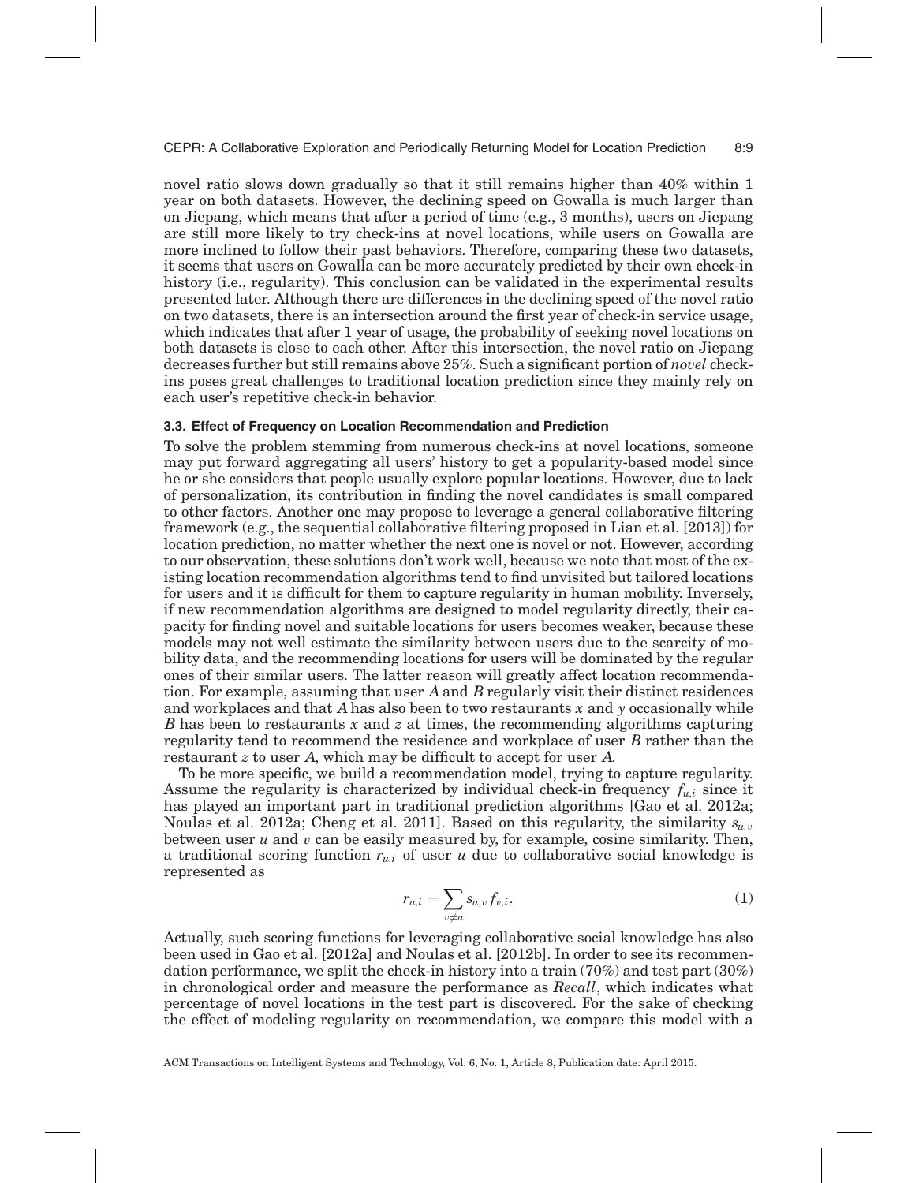novel ratio slows down gradually so that it still remains higher than 40% within 1 year on both datasets. However, the declining speed on Gowalla is much larger than on Jiepang, which means that after a period of time (e.g., 3 months), users on Jiepang are still more likely to try check-ins at novel locations, while users on Gowalla are more inclined to follow their past behaviors. Therefore, comparing these two datasets, it seems that users on Gowalla can be more accurately predicted by their own check-in history (i.e., regularity). This conclusion can be validated in the experimental results presented later. Although there are differences in the declining speed of the novel ratio on two datasets, there is an intersection around the first year of check-in service usage, which indicates that after 1 year of usage, the probability of seeking novel locations on both datasets is close to each other. After this intersection, the novel ratio on Jiepang decreases further but still remains above 25%. Such a significant portion of *novel* check-ins poses great challenges to traditional location prediction since they mainly rely on each user's repetitive check-in behavior.

### 3.3. Effect of Frequency on Location Recommendation and Prediction

To solve the problem stemming from numerous check-ins at novel locations, someone may put forward aggregating all users' history to get a popularity-based model since he or she considers that people usually explore popular locations. However, due to lack of personalization, its contribution in finding the novel candidates is small compared to other factors. Another one may propose to leverage a general collaborative filtering framework (e.g., the sequential collaborative filtering proposed in Lian et al. [2013]) for location prediction, no matter whether the next one is novel or not. However, according to our observation, these solutions don't work well, because we note that most of the existing location recommendation algorithms tend to find unvisited but tailored locations for users and it is difficult for them to capture regularity in human mobility. Inversely, if new recommendation algorithms are designed to model regularity directly, their capacity for finding novel and suitable locations for users becomes weaker, because these models may not well estimate the similarity between users due to the scarcity of mobility data, and the recommending locations for users will be dominated by the regular ones of their similar users. The latter reason will greatly affect location recommendation. For example, assuming that user *A* and *B* regularly visit their distinct residences and workplaces and that *A* has also been to two restaurants *x* and *y* occasionally while *B* has been to restaurants *x* and *z* at times, the recommending algorithms capturing regularity tend to recommend the residence and workplace of user *B* rather than the restaurant *z* to user *A*, which may be difficult to accept for user *A*.

To be more specific, we build a recommendation model, trying to capture regularity. Assume the regularity is characterized by individual check-in frequency $f_{u,i}$ since it has played an important part in traditional prediction algorithms [Gao et al. 2012a; Noulas et al. 2012a; Cheng et al. 2011]. Based on this regularity, the similarity $s_{u,v}$ between user $u$ and $v$ can be easily measured by, for example, cosine similarity. Then, a traditional scoring function $r_{u,i}$ of user $u$ due to collaborative social knowledge is represented as

$$r_{u,i} = \sum_{v \neq u} s_{u,v} f_{v,i}. \tag{1}$$

Actually, such scoring functions for leveraging collaborative social knowledge has also been used in Gao et al. [2012a] and Noulas et al. [2012b]. In order to see its recommendation performance, we split the check-in history into a train (70%) and test part (30%) in chronological order and measure the performance as *Recall*, which indicates what percentage of novel locations in the test part is discovered. For the sake of checking the effect of modeling regularity on recommendation, we compare this model with a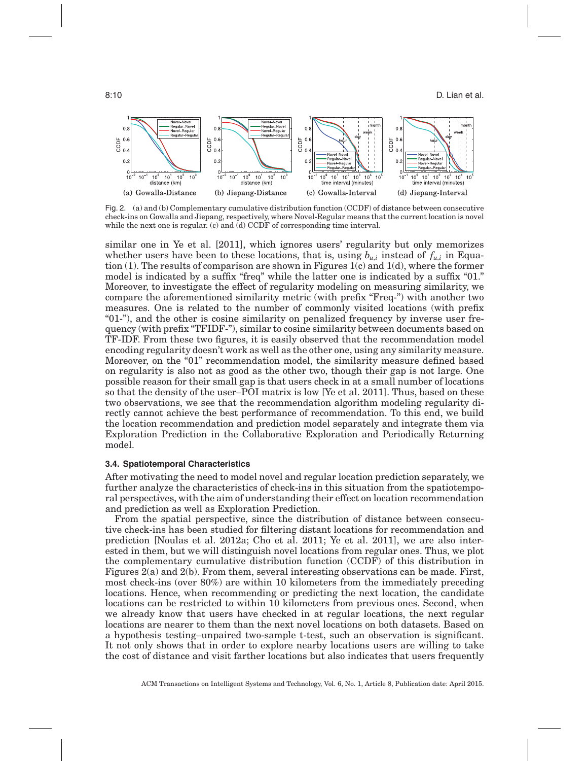Fig. 2. (a) and (b) Complementary cumulative distribution function (CCDF) of distance between consecutive check-ins on Gowalla and Jiepang, respectively, where Novel-Regular means that the current location is novel while the next one is regular. (c) and (d) CCDF of corresponding time interval.

similar one in Ye et al. [2011], which ignores users' regularity but only memorizes whether users have been to these locations, that is, using $b_{u,i}$ instead of $f_{u,i}$ in Equation (1). The results of comparison are shown in Figures 1(c) and 1(d), where the former model is indicated by a suffix "freq" while the latter one is indicated by a suffix "01." Moreover, to investigate the effect of regularity modeling on measuring similarity, we compare the aforementioned similarity metric (with prefix "Freq-") with another two measures. One is related to the number of commonly visited locations (with prefix "01-"), and the other is cosine similarity on penalized frequency by inverse user frequency (with prefix "TFIDF-"), similar to cosine similarity between documents based on TF-IDF. From these two figures, it is easily observed that the recommendation model encoding regularity doesn't work as well as the other one, using any similarity measure. Moreover, on the "01" recommendation model, the similarity measure defined based on regularity is also not as good as the other two, though their gap is not large. One possible reason for their small gap is that users check in at a small number of locations so that the density of the user–POI matrix is low [Ye et al. 2011]. Thus, based on these two observations, we see that the recommendation algorithm modeling regularity directly cannot achieve the best performance of recommendation. To this end, we build the location recommendation and prediction model separately and integrate them via Exploration Prediction in the Collaborative Exploration and Periodically Returning model.

### 3.4. Spatiotemporal Characteristics

After motivating the need to model novel and regular location prediction separately, we further analyze the characteristics of check-ins in this situation from the spatiotemporal perspectives, with the aim of understanding their effect on location recommendation and prediction as well as Exploration Prediction.

From the spatial perspective, since the distribution of distance between consecutive check-ins has been studied for filtering distant locations for recommendation and prediction [Noulas et al. 2012a; Cho et al. 2011; Ye et al. 2011], we are also interested in them, but we will distinguish novel locations from regular ones. Thus, we plot the complementary cumulative distribution function (CCDF) of this distribution in Figures 2(a) and 2(b). From them, several interesting observations can be made. First, most check-ins (over 80%) are within 10 kilometers from the immediately preceding locations. Hence, when recommending or predicting the next location, the candidate locations can be restricted to within 10 kilometers from previous ones. Second, when we already know that users have checked in at regular locations, the next regular locations are nearer to them than the next novel locations on both datasets. Based on a hypothesis testing–unpaired two-sample t-test, such an observation is significant. It not only shows that in order to explore nearby locations users are willing to take the cost of distance and visit farther locations but also indicates that users frequently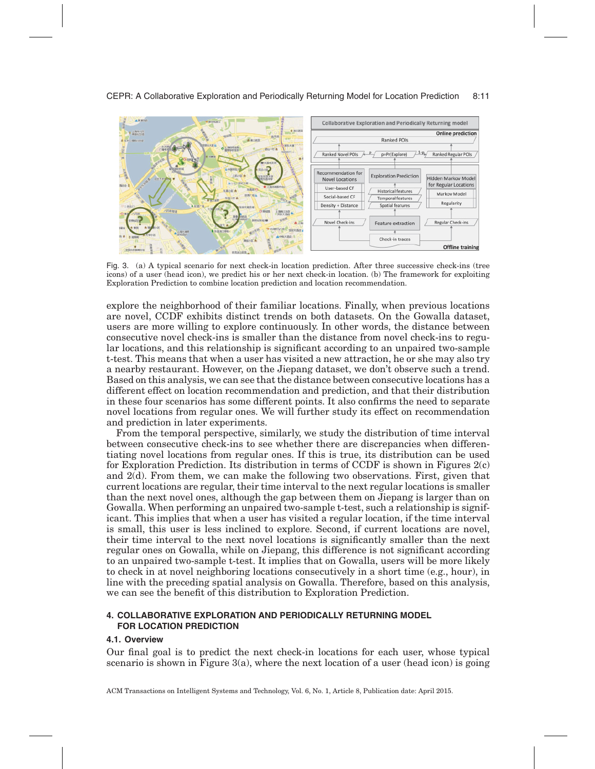Collaborative Exploration and Periodically Returning model

Online prediction

Ranked POIs

Ranked Novel POIs

p

p=Pr(Explore)

1-p

Ranked Regular POIs

Recommendation for Novel Locations

User-based CF

Social-based CF

Density + Distance

Exploration Prediction

Historical features

Temporal features

Spatial features

Hidden Markov Model for Regular Locations

Markov Model

Regularity

Novel Check-ins

Feature extraction

Regular Check-ins

Check-in traces

Offline training

Fig. 3. (a) A typical scenario for next check-in location prediction. After three successive check-ins (tree icons) of a user (head icon), we predict his or her next check-in location. (b) The framework for exploiting Exploration Prediction to combine location prediction and location recommendation.

explore the neighborhood of their familiar locations. Finally, when previous locations are novel, CCDF exhibits distinct trends on both datasets. On the Gowalla dataset, users are more willing to explore continuously. In other words, the distance between consecutive novel check-ins is smaller than the distance from novel check-ins to regular locations, and this relationship is significant according to an unpaired two-sample t-test. This means that when a user has visited a new attraction, he or she may also try a nearby restaurant. However, on the Jiepang dataset, we don't observe such a trend. Based on this analysis, we can see that the distance between consecutive locations has a different effect on location recommendation and prediction, and that their distribution in these four scenarios has some different points. It also confirms the need to separate novel locations from regular ones. We will further study its effect on recommendation and prediction in later experiments.

From the temporal perspective, similarly, we study the distribution of time interval between consecutive check-ins to see whether there are discrepancies when differentiating novel locations from regular ones. If this is true, its distribution can be used for Exploration Prediction. Its distribution in terms of CCDF is shown in Figures 2(c) and 2(d). From them, we can make the following two observations. First, given that current locations are regular, their time interval to the next regular locations is smaller than the next novel ones, although the gap between them on Jiepang is larger than on Gowalla. When performing an unpaired two-sample t-test, such a relationship is significant. This implies that when a user has visited a regular location, if the time interval is small, this user is less inclined to explore. Second, if current locations are novel, their time interval to the next novel locations is significantly smaller than the next regular ones on Gowalla, while on Jiepang, this difference is not significant according to an unpaired two-sample t-test. It implies that on Gowalla, users will be more likely to check in at novel neighboring locations consecutively in a short time (e.g., hour), in line with the preceding spatial analysis on Gowalla. Therefore, based on this analysis, we can see the benefit of this distribution to Exploration Prediction.

## 4. COLLABORATIVE EXPLORATION AND PERIODICALLY RETURNING MODEL FOR LOCATION PREDICTION

### 4.1. Overview

Our final goal is to predict the next check-in locations for each user, whose typical scenario is shown in Figure 3(a), where the next location of a user (head icon) is going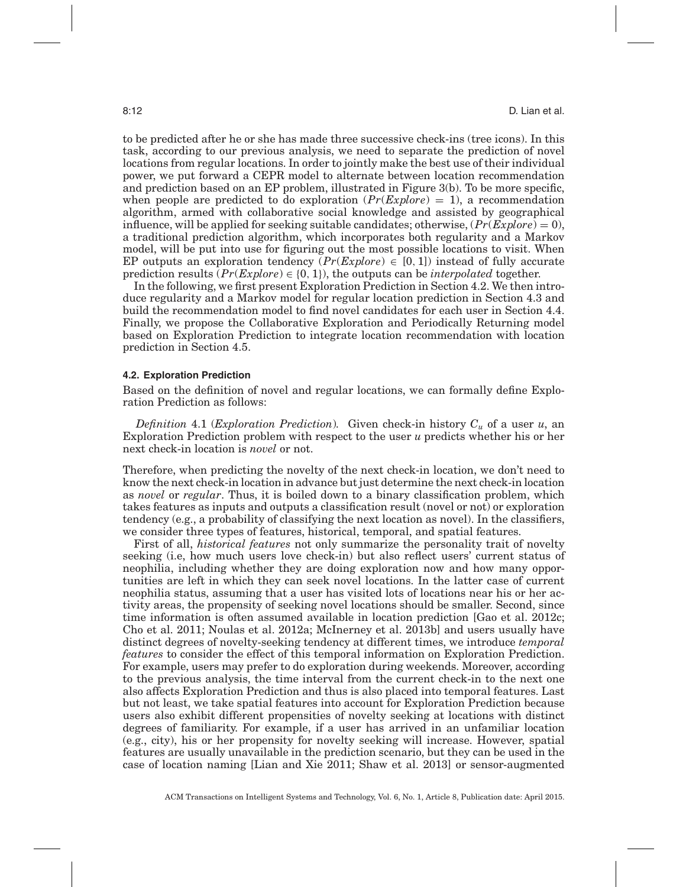to be predicted after he or she has made three successive check-ins (tree icons). In this task, according to our previous analysis, we need to separate the prediction of novel locations from regular locations. In order to jointly make the best use of their individual power, we put forward a CEPR model to alternate between location recommendation and prediction based on an EP problem, illustrated in Figure 3(b). To be more specific, when people are predicted to do exploration ($Pr(Explore) = 1$), a recommendation algorithm, armed with collaborative social knowledge and assisted by geographical influence, will be applied for seeking suitable candidates; otherwise, ($Pr(Explore) = 0$), a traditional prediction algorithm, which incorporates both regularity and a Markov model, will be put into use for figuring out the most possible locations to visit. When EP outputs an exploration tendency ($Pr(Explore) \in [0, 1]$) instead of fully accurate prediction results ($Pr(Explore) \in \{0, 1\}$), the outputs can be *interpolated* together.

In the following, we first present Exploration Prediction in Section 4.2. We then introduce regularity and a Markov model for regular location prediction in Section 4.3 and build the recommendation model to find novel candidates for each user in Section 4.4. Finally, we propose the Collaborative Exploration and Periodically Returning model based on Exploration Prediction to integrate location recommendation with location prediction in Section 4.5.

### 4.2. Exploration Prediction

Based on the definition of novel and regular locations, we can formally define Exploration Prediction as follows:

*Definition* 4.1 (*Exploration Prediction*). Given check-in history $C_u$ of a user $u$, an Exploration Prediction problem with respect to the user $u$ predicts whether his or her next check-in location is *novel* or not.

Therefore, when predicting the novelty of the next check-in location, we don't need to know the next check-in location in advance but just determine the next check-in location as *novel* or *regular*. Thus, it is boiled down to a binary classification problem, which takes features as inputs and outputs a classification result (novel or not) or exploration tendency (e.g., a probability of classifying the next location as novel). In the classifiers, we consider three types of features, historical, temporal, and spatial features.

First of all, *historical features* not only summarize the personality trait of novelty seeking (i.e, how much users love check-in) but also reflect users' current status of neophilia, including whether they are doing exploration now and how many opportunities are left in which they can seek novel locations. In the latter case of current neophilia status, assuming that a user has visited lots of locations near his or her activity areas, the propensity of seeking novel locations should be smaller. Second, since time information is often assumed available in location prediction [Gao et al. 2012c; Cho et al. 2011; Noulas et al. 2012a; McInerney et al. 2013b] and users usually have distinct degrees of novelty-seeking tendency at different times, we introduce *temporal features* to consider the effect of this temporal information on Exploration Prediction. For example, users may prefer to do exploration during weekends. Moreover, according to the previous analysis, the time interval from the current check-in to the next one also affects Exploration Prediction and thus is also placed into temporal features. Last but not least, we take spatial features into account for Exploration Prediction because users also exhibit different propensities of novelty seeking at locations with distinct degrees of familiarity. For example, if a user has arrived in an unfamiliar location (e.g., city), his or her propensity for novelty seeking will increase. However, spatial features are usually unavailable in the prediction scenario, but they can be used in the case of location naming [Lian and Xie 2011; Shaw et al. 2013] or sensor-augmented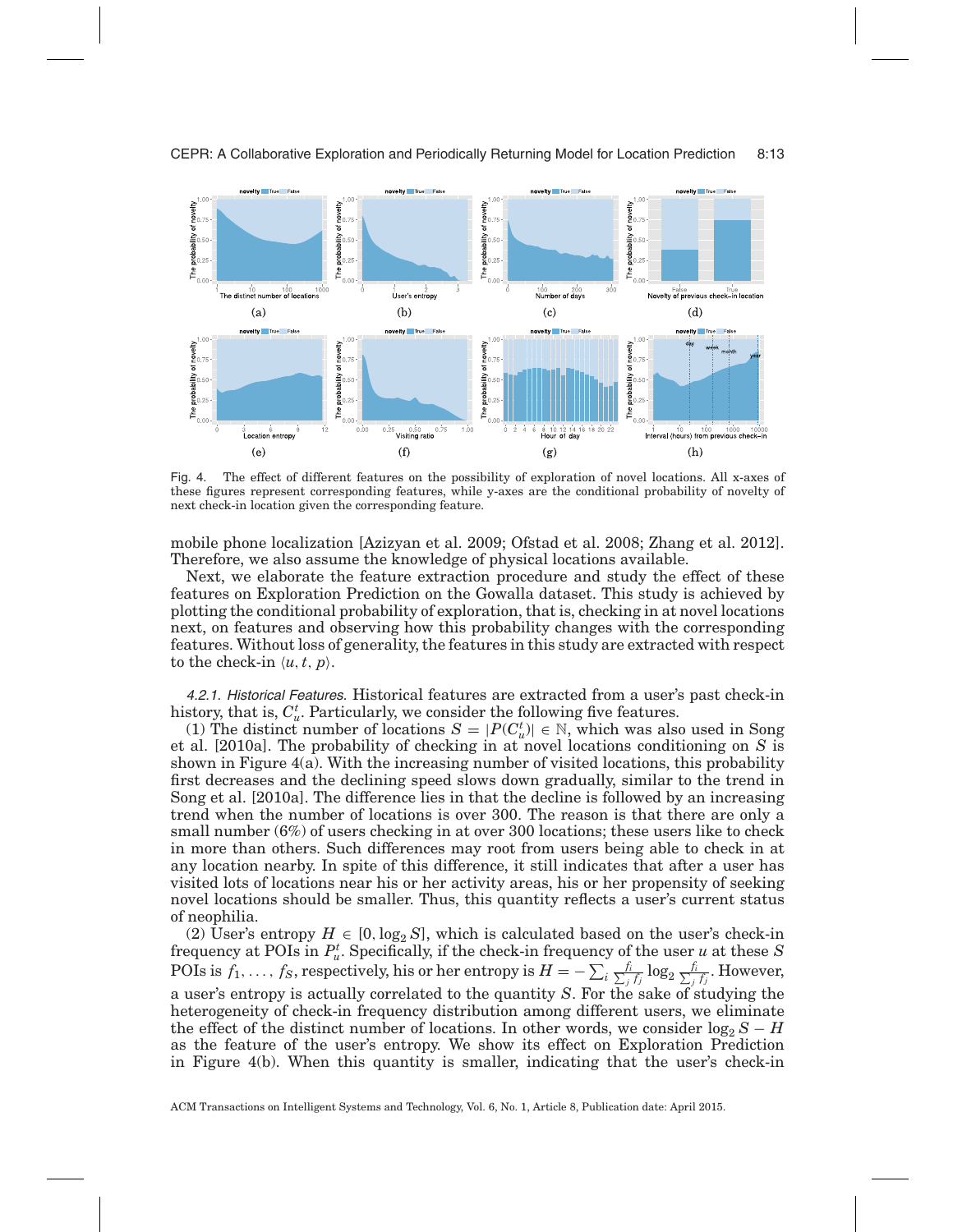Fig. 4. The effect of different features on the possibility of exploration of novel locations. All x-axes of these figures represent corresponding features, while y-axes are the conditional probability of novelty of next check-in location given the corresponding feature.

mobile phone localization [Azizyan et al. 2009; Ofstad et al. 2008; Zhang et al. 2012]. Therefore, we also assume the knowledge of physical locations available.

Next, we elaborate the feature extraction procedure and study the effect of these features on Exploration Prediction on the Gowalla dataset. This study is achieved by plotting the conditional probability of exploration, that is, checking in at novel locations next, on features and observing how this probability changes with the corresponding features. Without loss of generality, the features in this study are extracted with respect to the check-in $\langle u, t, p \rangle$.

*4.2.1. Historical Features.* Historical features are extracted from a user's past check-in history, that is, $C_u^t$. Particularly, we consider the following five features.

(1) The distinct number of locations $S = |P(C_u^t)| \in \mathbb{N}$, which was also used in Song et al. [2010a]. The probability of checking in at novel locations conditioning on $S$ is shown in Figure 4(a). With the increasing number of visited locations, this probability first decreases and the declining speed slows down gradually, similar to the trend in Song et al. [2010a]. The difference lies in that the decline is followed by an increasing trend when the number of locations is over 300. The reason is that there are only a small number (6%) of users checking in at over 300 locations; these users like to check in more than others. Such differences may root from users being able to check in at any location nearby. In spite of this difference, it still indicates that after a user has visited lots of locations near his or her activity areas, his or her propensity of seeking novel locations should be smaller. Thus, this quantity reflects a user's current status of neophilia.

(2) User's entropy $H \in [0, \log_2 S]$, which is calculated based on the user's check-in frequency at POIs in $P_u^t$. Specifically, if the check-in frequency of the user $u$ at these $S$ POIs is $f_1, \ldots, f_S$, respectively, his or her entropy is $H = -\sum_i \frac{f_i}{\sum_j f_j} \log_2 \frac{f_i}{\sum_j f_j}$. However, a user's entropy is actually correlated to the quantity $S$. For the sake of studying the heterogeneity of check-in frequency distribution among different users, we eliminate the effect of the distinct number of locations. In other words, we consider $\log_2 S - H$ as the feature of the user's entropy. We show its effect on Exploration Prediction in Figure 4(b). When this quantity is smaller, indicating that the user's check-in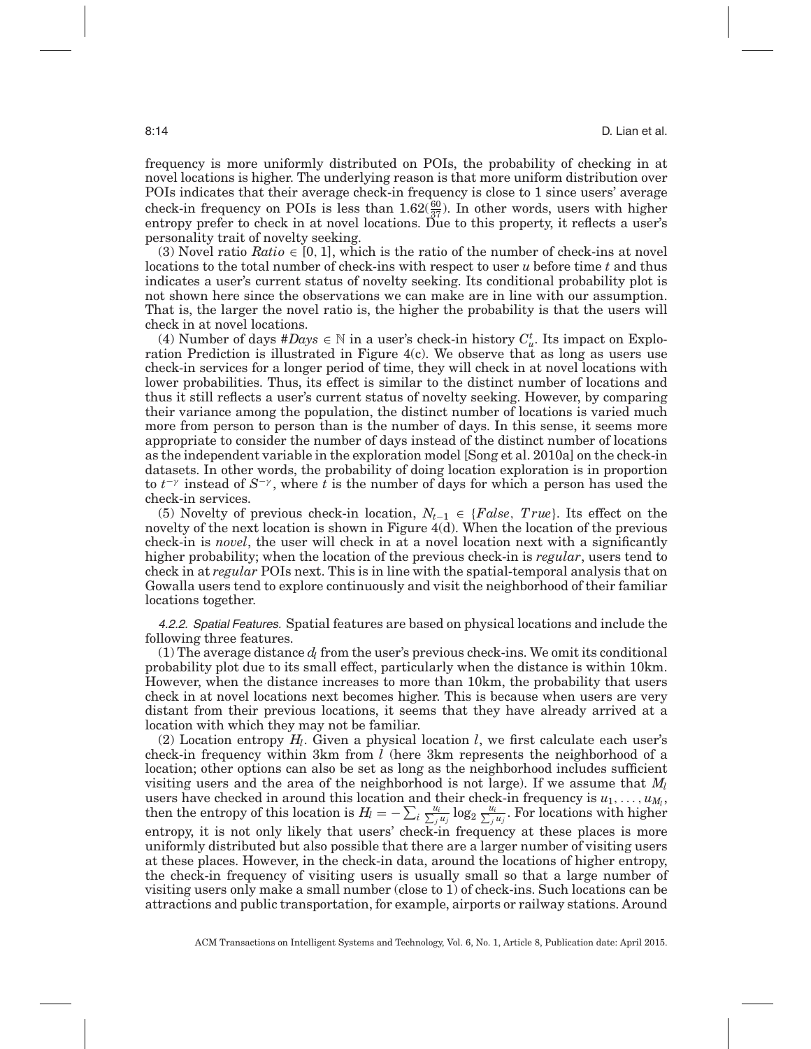frequency is more uniformly distributed on POIs, the probability of checking in at novel locations is higher. The underlying reason is that more uniform distribution over POIs indicates that their average check-in frequency is close to 1 since users' average check-in frequency on POIs is less than $1.62(\frac{60}{37})$. In other words, users with higher entropy prefer to check in at novel locations. Due to this property, it reflects a user's personality trait of novelty seeking.

(3) Novel ratio $Ratio \in [0, 1]$, which is the ratio of the number of check-ins at novel locations to the total number of check-ins with respect to user $u$ before time $t$ and thus indicates a user's current status of novelty seeking. Its conditional probability plot is not shown here since the observations we can make are in line with our assumption. That is, the larger the novel ratio is, the higher the probability is that the users will check in at novel locations.

(4) Number of days $\#Days \in \mathbb{N}$ in a user's check-in history $C_u^t$. Its impact on Exploration Prediction is illustrated in Figure 4(c). We observe that as long as users use check-in services for a longer period of time, they will check in at novel locations with lower probabilities. Thus, its effect is similar to the distinct number of locations and thus it still reflects a user's current status of novelty seeking. However, by comparing their variance among the population, the distinct number of locations is varied much more from person to person than is the number of days. In this sense, it seems more appropriate to consider the number of days instead of the distinct number of locations as the independent variable in the exploration model [Song et al. 2010a] on the check-in datasets. In other words, the probability of doing location exploration is in proportion to $t^{-\gamma}$ instead of $S^{-\gamma}$, where $t$ is the number of days for which a person has used the check-in services.

(5) Novelty of previous check-in location, $N_{t-1} \in \{False, True\}$. Its effect on the novelty of the next location is shown in Figure 4(d). When the location of the previous check-in is *novel*, the user will check in at a novel location next with a significantly higher probability; when the location of the previous check-in is *regular*, users tend to check in at *regular* POIs next. This is in line with the spatial-temporal analysis that on Gowalla users tend to explore continuously and visit the neighborhood of their familiar locations together.

*4.2.2. Spatial Features.* Spatial features are based on physical locations and include the following three features.

(1) The average distance $d_l$ from the user's previous check-ins. We omit its conditional probability plot due to its small effect, particularly when the distance is within 10km. However, when the distance increases to more than 10km, the probability that users check in at novel locations next becomes higher. This is because when users are very distant from their previous locations, it seems that they have already arrived at a location with which they may not be familiar.

(2) Location entropy $H_l$. Given a physical location $l$, we first calculate each user's check-in frequency within 3km from $l$ (here 3km represents the neighborhood of a location; other options can also be set as long as the neighborhood includes sufficient visiting users and the area of the neighborhood is not large). If we assume that $M_l$ users have checked in around this location and their check-in frequency is $u_1, \ldots, u_{M_l}$, then the entropy of this location is $H_l = -\sum_i \frac{u_i}{\sum_j u_j} \log_2 \frac{u_i}{\sum_j u_j}$. For locations with higher entropy, it is not only likely that users' check-in frequency at these places is more uniformly distributed but also possible that there are a larger number of visiting users at these places. However, in the check-in data, around the locations of higher entropy, the check-in frequency of visiting users is usually small so that a large number of visiting users only make a small number (close to 1) of check-ins. Such locations can be attractions and public transportation, for example, airports or railway stations. Around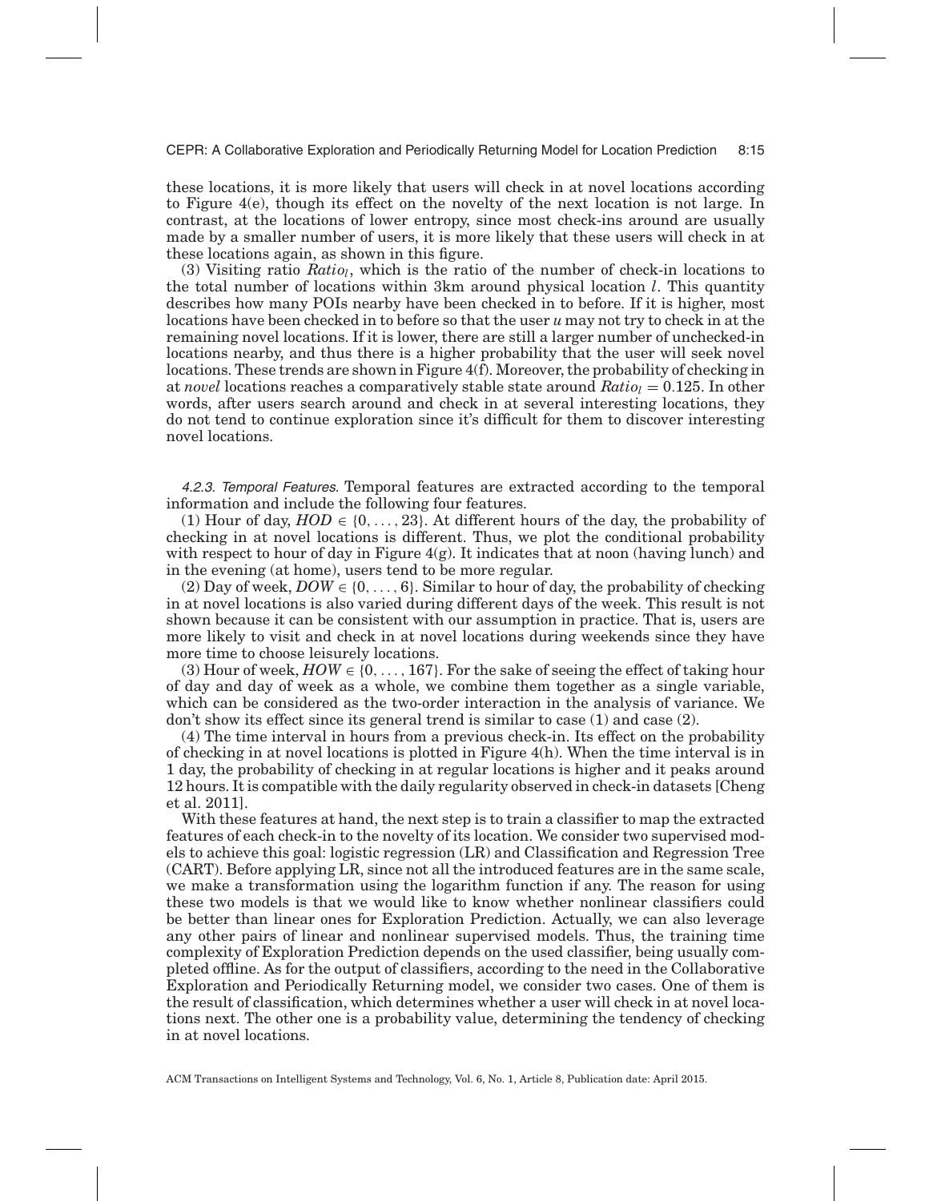these locations, it is more likely that users will check in at novel locations according to Figure 4(e), though its effect on the novelty of the next location is not large. In contrast, at the locations of lower entropy, since most check-ins around are usually made by a smaller number of users, it is more likely that these users will check in at these locations again, as shown in this figure.

(3) Visiting ratio $Ratio_l$, which is the ratio of the number of check-in locations to the total number of locations within 3km around physical location $l$. This quantity describes how many POIs nearby have been checked in to before. If it is higher, most locations have been checked in to before so that the user $u$ may not try to check in at the remaining novel locations. If it is lower, there are still a larger number of unchecked-in locations nearby, and thus there is a higher probability that the user will seek novel locations. These trends are shown in Figure 4(f). Moreover, the probability of checking in at *novel* locations reaches a comparatively stable state around $Ratio_l = 0.125$. In other words, after users search around and check in at several interesting locations, they do not tend to continue exploration since it's difficult for them to discover interesting novel locations.

*4.2.3. Temporal Features.* Temporal features are extracted according to the temporal information and include the following four features.

(1) Hour of day, $HOD \in \{0, \ldots, 23\}$. At different hours of the day, the probability of checking in at novel locations is different. Thus, we plot the conditional probability with respect to hour of day in Figure 4(g). It indicates that at noon (having lunch) and in the evening (at home), users tend to be more regular.

(2) Day of week, $DOW \in \{0, \ldots, 6\}$. Similar to hour of day, the probability of checking in at novel locations is also varied during different days of the week. This result is not shown because it can be consistent with our assumption in practice. That is, users are more likely to visit and check in at novel locations during weekends since they have more time to choose leisurely locations.

(3) Hour of week, $HOW \in \{0, \ldots, 167\}$. For the sake of seeing the effect of taking hour of day and day of week as a whole, we combine them together as a single variable, which can be considered as the two-order interaction in the analysis of variance. We don't show its effect since its general trend is similar to case (1) and case (2).

(4) The time interval in hours from a previous check-in. Its effect on the probability of checking in at novel locations is plotted in Figure 4(h). When the time interval is in 1 day, the probability of checking in at regular locations is higher and it peaks around 12 hours. It is compatible with the daily regularity observed in check-in datasets [Cheng et al. 2011].

With these features at hand, the next step is to train a classifier to map the extracted features of each check-in to the novelty of its location. We consider two supervised models to achieve this goal: logistic regression (LR) and Classification and Regression Tree (CART). Before applying LR, since not all the introduced features are in the same scale, we make a transformation using the logarithm function if any. The reason for using these two models is that we would like to know whether nonlinear classifiers could be better than linear ones for Exploration Prediction. Actually, we can also leverage any other pairs of linear and nonlinear supervised models. Thus, the training time complexity of Exploration Prediction depends on the used classifier, being usually completed offline. As for the output of classifiers, according to the need in the Collaborative Exploration and Periodically Returning model, we consider two cases. One of them is the result of classification, which determines whether a user will check in at novel locations next. The other one is a probability value, determining the tendency of checking in at novel locations.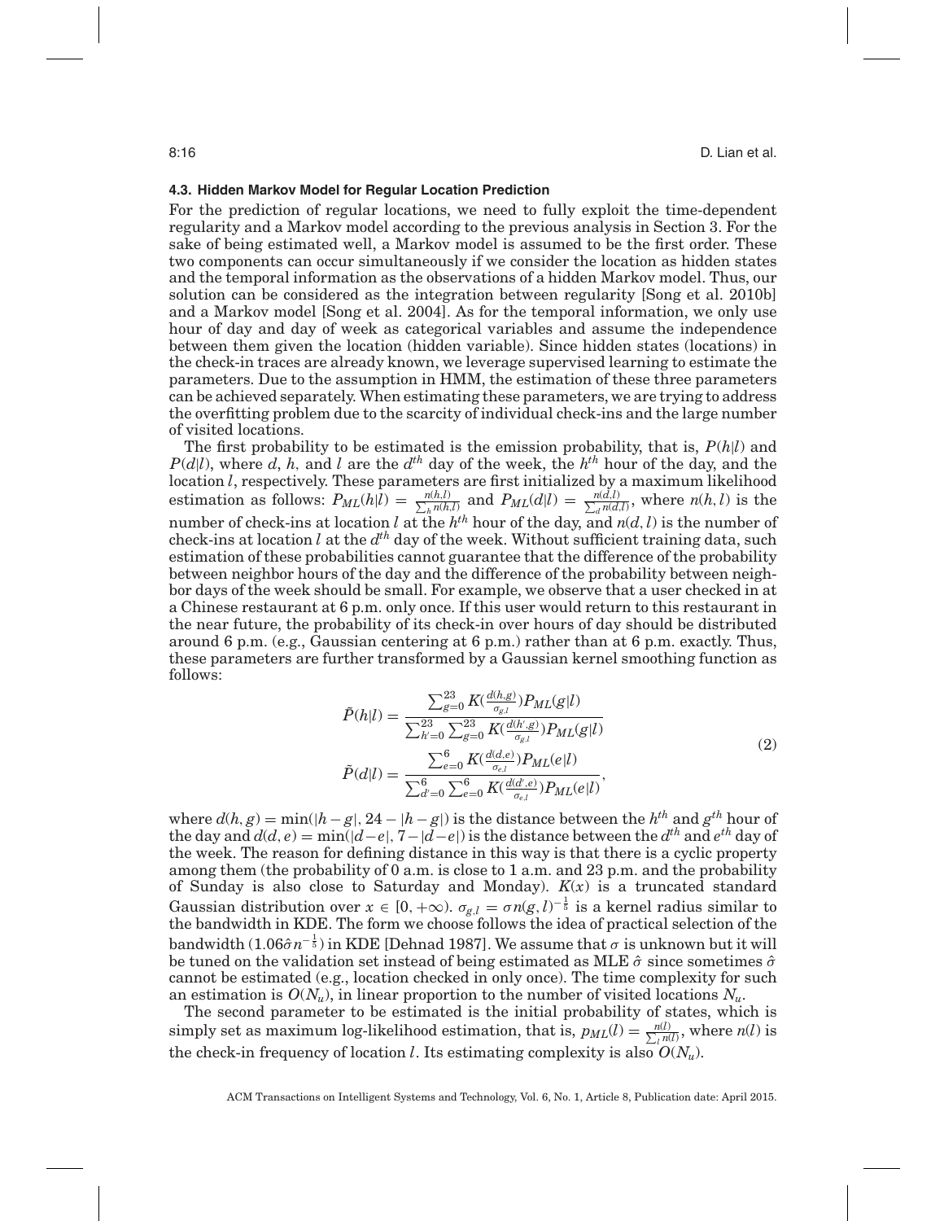### 4.3. Hidden Markov Model for Regular Location Prediction

For the prediction of regular locations, we need to fully exploit the time-dependent regularity and a Markov model according to the previous analysis in Section 3. For the sake of being estimated well, a Markov model is assumed to be the first order. These two components can occur simultaneously if we consider the location as hidden states and the temporal information as the observations of a hidden Markov model. Thus, our solution can be considered as the integration between regularity [Song et al. 2010b] and a Markov model [Song et al. 2004]. As for the temporal information, we only use hour of day and day of week as categorical variables and assume the independence between them given the location (hidden variable). Since hidden states (locations) in the check-in traces are already known, we leverage supervised learning to estimate the parameters. Due to the assumption in HMM, the estimation of these three parameters can be achieved separately. When estimating these parameters, we are trying to address the overfitting problem due to the scarcity of individual check-ins and the large number of visited locations.

The first probability to be estimated is the emission probability, that is, $P(h|l)$ and $P(d|l)$, where $d$, $h$, and $l$ are the $d^{th}$ day of the week, the $h^{th}$ hour of the day, and the location $l$, respectively. These parameters are first initialized by a maximum likelihood estimation as follows: $P_{ML}(h|l) = \frac{n(h,l)}{\sum_h n(h,l)}$ and $P_{ML}(d|l) = \frac{n(d,l)}{\sum_d n(d,l)}$, where $n(h,l)$ is the number of check-ins at location $l$ at the $h^{th}$ hour of the day, and $n(d,l)$ is the number of check-ins at location $l$ at the $d^{th}$ day of the week. Without sufficient training data, such estimation of these probabilities cannot guarantee that the difference of the probability between neighbor hours of the day and the difference of the probability between neighbor days of the week should be small. For example, we observe that a user checked in at a Chinese restaurant at 6 p.m. only once. If this user would return to this restaurant in the near future, the probability of its check-in over hours of day should be distributed around 6 p.m. (e.g., Gaussian centering at 6 p.m.) rather than at 6 p.m. exactly. Thus, these parameters are further transformed by a Gaussian kernel smoothing function as follows:

$$
\begin{aligned}
\tilde{P}(h|l) &= \frac{\sum_{g=0}^{23} K(\frac{d(h,g)}{\sigma_{g,l}}) P_{ML}(g|l)}{\sum_{h'=0}^{23} \sum_{g=0}^{23} K(\frac{d(h',g)}{\sigma_{g,l}}) P_{ML}(g|l)} \\
\tilde{P}(d|l) &= \frac{\sum_{e=0}^{6} K(\frac{d(d,e)}{\sigma_{e,l}}) P_{ML}(e|l)}{\sum_{d'=0}^{6} \sum_{e=0}^{6} K(\frac{d(d',e)}{\sigma_{e,l}}) P_{ML}(e|l)},
\end{aligned}
\tag{2}
$$

where $d(h,g) = \min(|h-g|, 24-|h-g|)$ is the distance between the $h^{th}$ and $g^{th}$ hour of the day and $d(d,e) = \min(|d-e|, 7-|d-e|)$ is the distance between the $d^{th}$ and $e^{th}$ day of the week. The reason for defining distance in this way is that there is a cyclic property among them (the probability of 0 a.m. is close to 1 a.m. and 23 p.m. and the probability of Sunday is also close to Saturday and Monday). $K(x)$ is a truncated standard Gaussian distribution over $x \in [0, +\infty)$. $\sigma_{g,l} = \sigma n(g,l)^{-\frac{1}{5}}$ is a kernel radius similar to the bandwidth in KDE. The form we choose follows the idea of practical selection of the bandwidth ($1.06\hat{\sigma} n^{-\frac{1}{5}}$) in KDE [Dehnad 1987]. We assume that $\sigma$ is unknown but it will be tuned on the validation set instead of being estimated as MLE $\hat{\sigma}$ since sometimes $\hat{\sigma}$ cannot be estimated (e.g., location checked in only once). The time complexity for such an estimation is $O(N_u)$, in linear proportion to the number of visited locations $N_u$.

The second parameter to be estimated is the initial probability of states, which is simply set as maximum log-likelihood estimation, that is, $p_{ML}(l) = \frac{n(l)}{\sum_l n(l)}$, where $n(l)$ is the check-in frequency of location $l$. Its estimating complexity is also $O(N_u)$.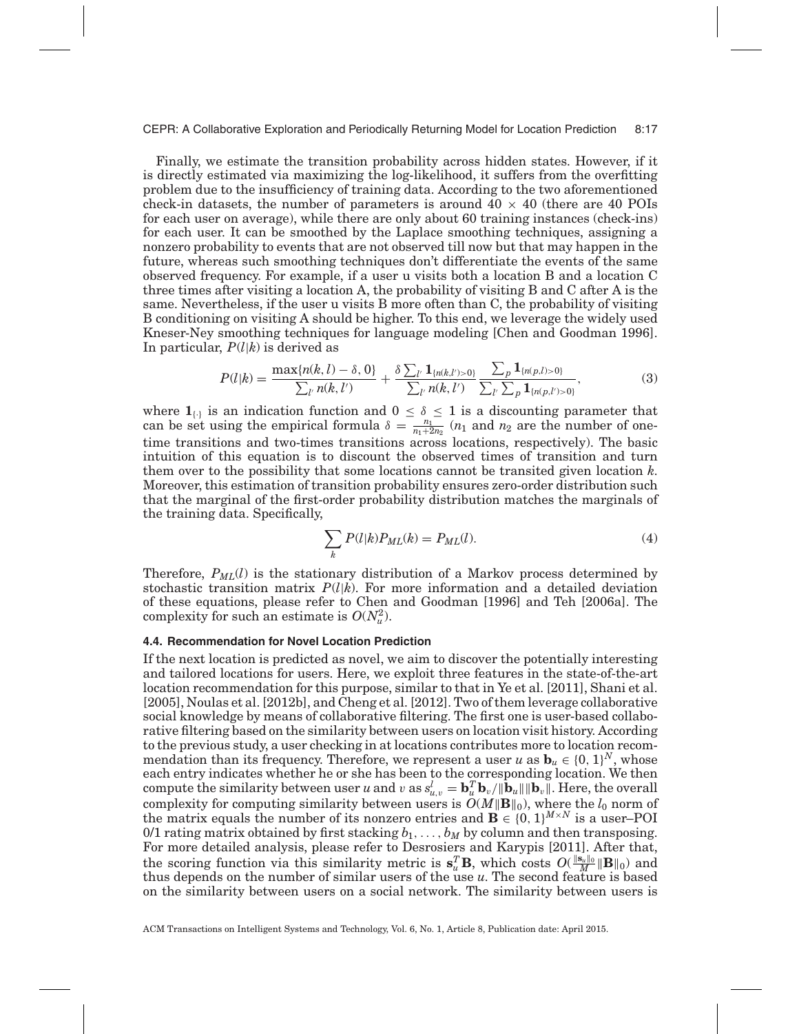Finally, we estimate the transition probability across hidden states. However, if it is directly estimated via maximizing the log-likelihood, it suffers from the overfitting problem due to the insufficiency of training data. According to the two aforementioned check-in datasets, the number of parameters is around $40 \times 40$ (there are 40 POIs for each user on average), while there are only about 60 training instances (check-ins) for each user. It can be smoothed by the Laplace smoothing techniques, assigning a nonzero probability to events that are not observed till now but that may happen in the future, whereas such smoothing techniques don't differentiate the events of the same observed frequency. For example, if a user u visits both a location B and a location C three times after visiting a location A, the probability of visiting B and C after A is the same. Nevertheless, if the user u visits B more often than C, the probability of visiting B conditioning on visiting A should be higher. To this end, we leverage the widely used Kneser-Ney smoothing techniques for language modeling [Chen and Goodman 1996]. In particular, $P(l|k)$ is derived as

$$P(l|k) = \frac{\max\{n(k,l) - \delta, 0\}}{\sum_{l'} n(k,l')} + \frac{\delta \sum_{l'} \mathbf{1}_{\{n(k,l')>0\}}}{\sum_{l'} n(k,l')} \frac{\sum_{p} \mathbf{1}_{\{n(p,l)>0\}}}{\sum_{l'} \sum_{p} \mathbf{1}_{\{n(p,l')>0\}}}, \tag{3}$$

where $\mathbf{1}_{\{\cdot\}}$ is an indication function and $0 \leq \delta \leq 1$ is a discounting parameter that can be set using the empirical formula $\delta = \frac{n_1}{n_1 + 2n_2}$ ($n_1$ and $n_2$ are the number of one-time transitions and two-times transitions across locations, respectively). The basic intuition of this equation is to discount the observed times of transition and turn them over to the possibility that some locations cannot be transited given location $k$. Moreover, this estimation of transition probability ensures zero-order distribution such that the marginal of the first-order probability distribution matches the marginals of the training data. Specifically,

$$\sum_{k} P(l|k) P_{ML}(k) = P_{ML}(l). \tag{4}$$

Therefore, $P_{ML}(l)$ is the stationary distribution of a Markov process determined by stochastic transition matrix $P(l|k)$. For more information and a detailed deviation of these equations, please refer to Chen and Goodman [1996] and Teh [2006a]. The complexity for such an estimate is $O(N_u^2)$.

### 4.4. Recommendation for Novel Location Prediction

If the next location is predicted as novel, we aim to discover the potentially interesting and tailored locations for users. Here, we exploit three features in the state-of-the-art location recommendation for this purpose, similar to that in Ye et al. [2011], Shani et al. [2005], Noulas et al. [2012b], and Cheng et al. [2012]. Two of them leverage collaborative social knowledge by means of collaborative filtering. The first one is user-based collaborative filtering based on the similarity between users on location visit history. According to the previous study, a user checking in at locations contributes more to location recommendation than its frequency. Therefore, we represent a user $u$ as $\mathbf{b}_u \in \{0, 1\}^N$, whose each entry indicates whether he or she has been to the corresponding location. We then compute the similarity between user $u$ and $v$ as $s^l_{u,v} = \mathbf{b}_u^T \mathbf{b}_v / \|\mathbf{b}_u\| \|\mathbf{b}_v\|$. Here, the overall complexity for computing similarity between users is $O(M\|\mathbf{B}\|_0)$, where the $l_0$ norm of the matrix equals the number of its nonzero entries and $\mathbf{B} \in \{0, 1\}^{M \times N}$ is a user–POI 0/1 rating matrix obtained by first stacking $b_1, \ldots, b_M$ by column and then transposing. For more detailed analysis, please refer to Desrosiers and Karypis [2011]. After that, the scoring function via this similarity metric is $\mathbf{s}_u^T \mathbf{B}$, which costs $O(\frac{\|\mathbf{s}_u\|_0}{M} \|\mathbf{B}\|_0)$ and thus depends on the number of similar users of the use $u$. The second feature is based on the similarity between users on a social network. The similarity between users is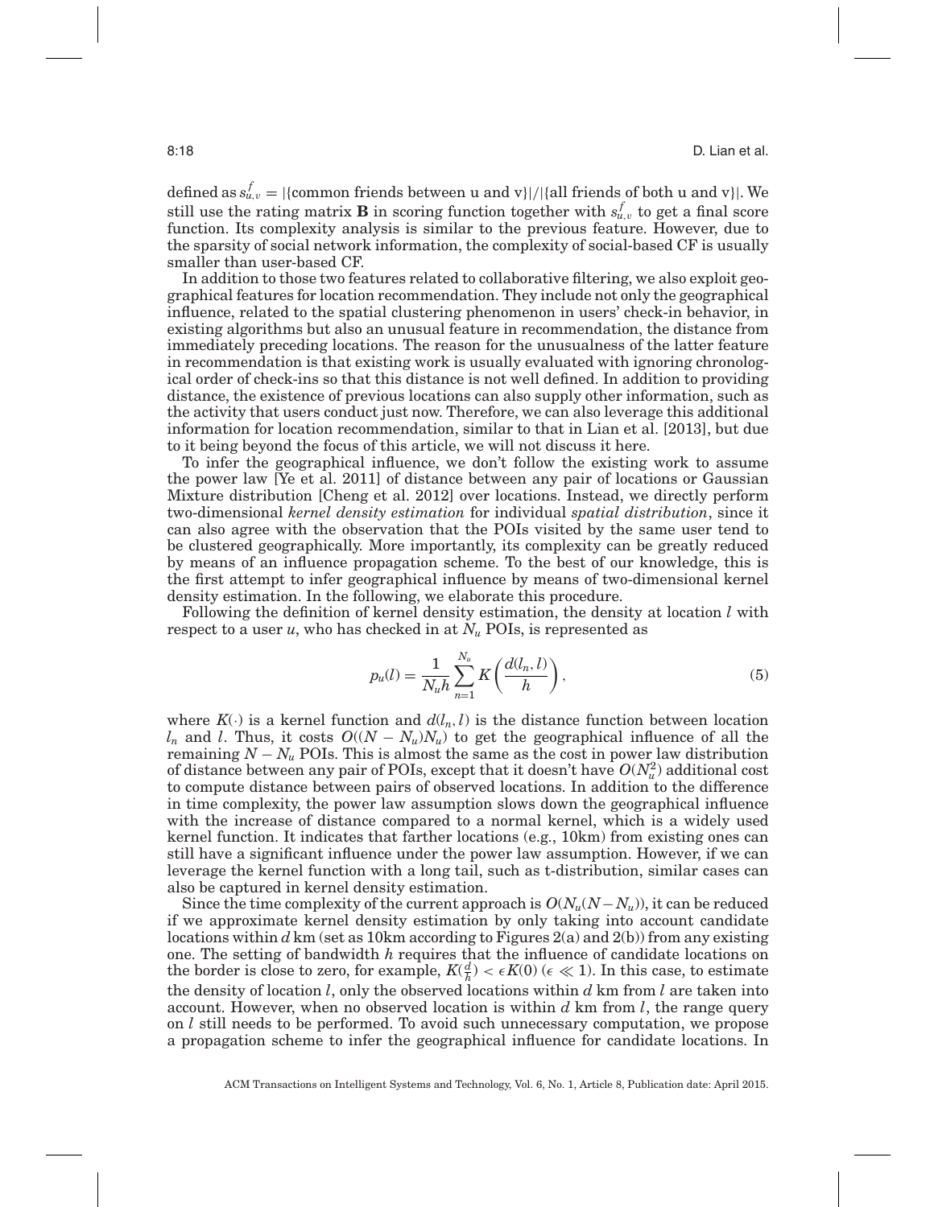defined as $s^f_{u,v} = |\{\text{common friends between u and v}\}|/|\{\text{all friends of both u and v}\}|$. We still use the rating matrix $\mathbf{B}$ in scoring function together with $s^f_{u,v}$ to get a final score function. Its complexity analysis is similar to the previous feature. However, due to the sparsity of social network information, the complexity of social-based CF is usually smaller than user-based CF.

In addition to those two features related to collaborative filtering, we also exploit geographical features for location recommendation. They include not only the geographical influence, related to the spatial clustering phenomenon in users' check-in behavior, in existing algorithms but also an unusual feature in recommendation, the distance from immediately preceding locations. The reason for the unusualness of the latter feature in recommendation is that existing work is usually evaluated with ignoring chronological order of check-ins so that this distance is not well defined. In addition to providing distance, the existence of previous locations can also supply other information, such as the activity that users conduct just now. Therefore, we can also leverage this additional information for location recommendation, similar to that in Lian et al. [2013], but due to it being beyond the focus of this article, we will not discuss it here.

To infer the geographical influence, we don't follow the existing work to assume the power law [Ye et al. 2011] of distance between any pair of locations or Gaussian Mixture distribution [Cheng et al. 2012] over locations. Instead, we directly perform two-dimensional *kernel density estimation* for individual *spatial distribution*, since it can also agree with the observation that the POIs visited by the same user tend to be clustered geographically. More importantly, its complexity can be greatly reduced by means of an influence propagation scheme. To the best of our knowledge, this is the first attempt to infer geographical influence by means of two-dimensional kernel density estimation. In the following, we elaborate this procedure.

Following the definition of kernel density estimation, the density at location $l$ with respect to a user $u$, who has checked in at $N_u$ POIs, is represented as

$$p_u(l) = \frac{1}{N_u h} \sum_{n=1}^{N_u} K\left(\frac{d(l_n, l)}{h}\right), \tag{5}$$

where $K(\cdot)$ is a kernel function and $d(l_n, l)$ is the distance function between location $l_n$ and $l$. Thus, it costs $O((N - N_u)N_u)$ to get the geographical influence of all the remaining $N - N_u$ POIs. This is almost the same as the cost in power law distribution of distance between any pair of POIs, except that it doesn't have $O(N_u^2)$ additional cost to compute distance between pairs of observed locations. In addition to the difference in time complexity, the power law assumption slows down the geographical influence with the increase of distance compared to a normal kernel, which is a widely used kernel function. It indicates that farther locations (e.g., 10km) from existing ones can still have a significant influence under the power law assumption. However, if we can leverage the kernel function with a long tail, such as t-distribution, similar cases can also be captured in kernel density estimation.

Since the time complexity of the current approach is $O(N_u(N - N_u))$, it can be reduced if we approximate kernel density estimation by only taking into account candidate locations within $d$ km (set as 10km according to Figures 2(a) and 2(b)) from any existing one. The setting of bandwidth $h$ requires that the influence of candidate locations on the border is close to zero, for example, $K(\frac{d}{h}) < \epsilon K(0)$ ($\epsilon \ll 1$). In this case, to estimate the density of location $l$, only the observed locations within $d$ km from $l$ are taken into account. However, when no observed location is within $d$ km from $l$, the range query on $l$ still needs to be performed. To avoid such unnecessary computation, we propose a propagation scheme to infer the geographical influence for candidate locations. In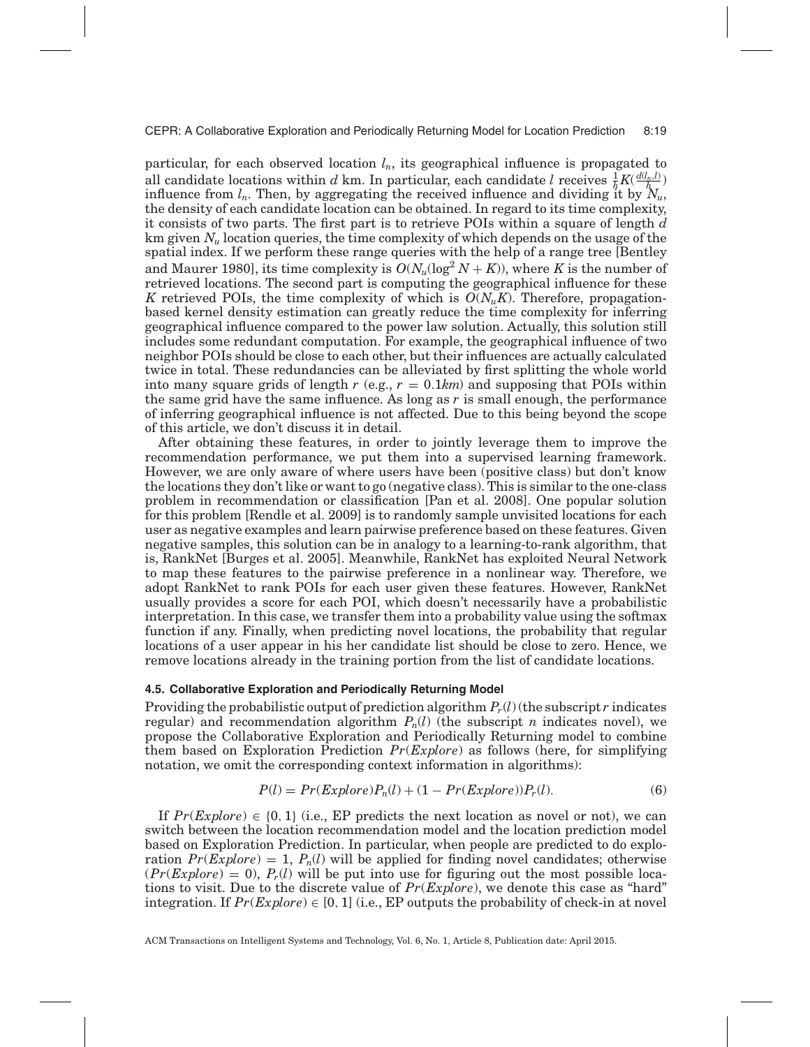particular, for each observed location $l_n$, its geographical influence is propagated to all candidate locations within $d$ km. In particular, each candidate $l$ receives $\frac{1}{h}K(\frac{d(l_n,l)}{h})$ influence from $l_n$. Then, by aggregating the received influence and dividing it by $N_u$, the density of each candidate location can be obtained. In regard to its time complexity, it consists of two parts. The first part is to retrieve POIs within a square of length $d$ km given $N_u$ location queries, the time complexity of which depends on the usage of the spatial index. If we perform these range queries with the help of a range tree [Bentley and Maurer 1980], its time complexity is $O(N_u(\log^2 N + K))$, where $K$ is the number of retrieved locations. The second part is computing the geographical influence for these $K$ retrieved POIs, the time complexity of which is $O(N_u K)$. Therefore, propagation-based kernel density estimation can greatly reduce the time complexity for inferring geographical influence compared to the power law solution. Actually, this solution still includes some redundant computation. For example, the geographical influence of two neighbor POIs should be close to each other, but their influences are actually calculated twice in total. These redundancies can be alleviated by first splitting the whole world into many square grids of length $r$ (e.g., $r = 0.1km$) and supposing that POIs within the same grid have the same influence. As long as $r$ is small enough, the performance of inferring geographical influence is not affected. Due to this being beyond the scope of this article, we don't discuss it in detail.

After obtaining these features, in order to jointly leverage them to improve the recommendation performance, we put them into a supervised learning framework. However, we are only aware of where users have been (positive class) but don't know the locations they don't like or want to go (negative class). This is similar to the one-class problem in recommendation or classification [Pan et al. 2008]. One popular solution for this problem [Rendle et al. 2009] is to randomly sample unvisited locations for each user as negative examples and learn pairwise preference based on these features. Given negative samples, this solution can be in analogy to a learning-to-rank algorithm, that is, RankNet [Burges et al. 2005]. Meanwhile, RankNet has exploited Neural Network to map these features to the pairwise preference in a nonlinear way. Therefore, we adopt RankNet to rank POIs for each user given these features. However, RankNet usually provides a score for each POI, which doesn't necessarily have a probabilistic interpretation. In this case, we transfer them into a probability value using the softmax function if any. Finally, when predicting novel locations, the probability that regular locations of a user appear in his her candidate list should be close to zero. Hence, we remove locations already in the training portion from the list of candidate locations.

### 4.5. Collaborative Exploration and Periodically Returning Model

Providing the probabilistic output of prediction algorithm $P_r(l)$ (the subscript $r$ indicates regular) and recommendation algorithm $P_n(l)$ (the subscript $n$ indicates novel), we propose the Collaborative Exploration and Periodically Returning model to combine them based on Exploration Prediction $Pr(Explore)$ as follows (here, for simplifying notation, we omit the corresponding context information in algorithms):

$$P(l) = Pr(Explore)P_n(l) + (1 - Pr(Explore))P_r(l). \tag{6}$$

If $Pr(Explore) \in \{0, 1\}$ (i.e., EP predicts the next location as novel or not), we can switch between the location recommendation model and the location prediction model based on Exploration Prediction. In particular, when people are predicted to do exploration $Pr(Explore) = 1$, $P_n(l)$ will be applied for finding novel candidates; otherwise ($Pr(Explore) = 0$), $P_r(l)$ will be put into use for figuring out the most possible locations to visit. Due to the discrete value of $Pr(Explore)$, we denote this case as "hard" integration. If $Pr(Explore) \in [0, 1]$ (i.e., EP outputs the probability of check-in at novel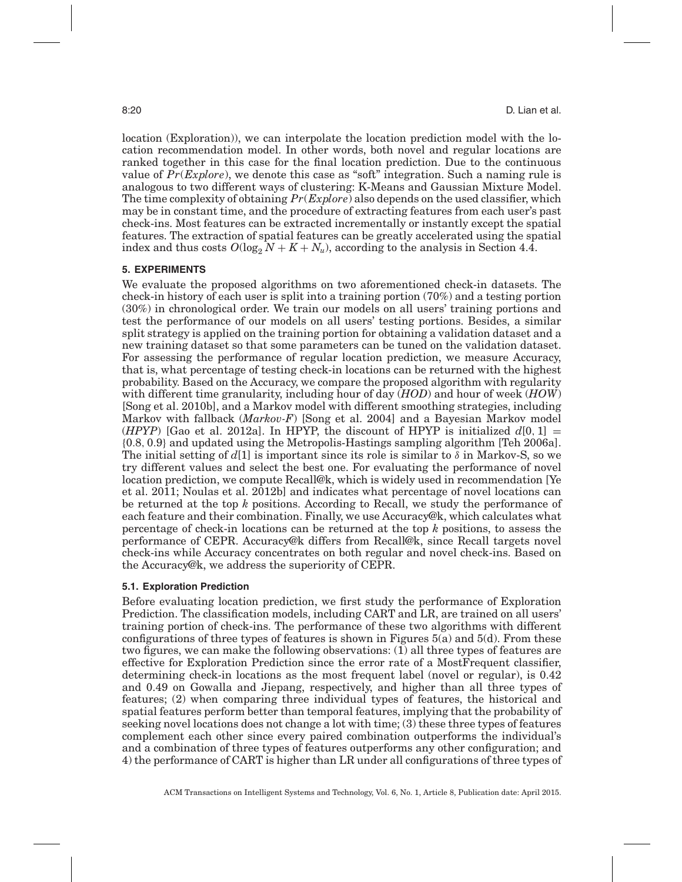location (Exploration)), we can interpolate the location prediction model with the location recommendation model. In other words, both novel and regular locations are ranked together in this case for the final location prediction. Due to the continuous value of $Pr(Explore)$, we denote this case as "soft" integration. Such a naming rule is analogous to two different ways of clustering: K-Means and Gaussian Mixture Model. The time complexity of obtaining $Pr(Explore)$ also depends on the used classifier, which may be in constant time, and the procedure of extracting features from each user's past check-ins. Most features can be extracted incrementally or instantly except the spatial features. The extraction of spatial features can be greatly accelerated using the spatial index and thus costs $O(\log_2 N + K + N_u)$, according to the analysis in Section 4.4.

## 5. EXPERIMENTS

We evaluate the proposed algorithms on two aforementioned check-in datasets. The check-in history of each user is split into a training portion (70%) and a testing portion (30%) in chronological order. We train our models on all users' training portions and test the performance of our models on all users' testing portions. Besides, a similar split strategy is applied on the training portion for obtaining a validation dataset and a new training dataset so that some parameters can be tuned on the validation dataset. For assessing the performance of regular location prediction, we measure Accuracy, that is, what percentage of testing check-in locations can be returned with the highest probability. Based on the Accuracy, we compare the proposed algorithm with regularity with different time granularity, including hour of day (*HOD*) and hour of week (*HOW*) [Song et al. 2010b], and a Markov model with different smoothing strategies, including Markov with fallback (*Markov-F*) [Song et al. 2004] and a Bayesian Markov model (*HPYP*) [Gao et al. 2012a]. In HPYP, the discount of HPYP is initialized $d[0, 1] = \{0.8, 0.9\}$ and updated using the Metropolis-Hastings sampling algorithm [Teh 2006a]. The initial setting of $d[1]$ is important since its role is similar to $\delta$ in Markov-S, so we try different values and select the best one. For evaluating the performance of novel location prediction, we compute Recall@k, which is widely used in recommendation [Ye et al. 2011; Noulas et al. 2012b] and indicates what percentage of novel locations can be returned at the top $k$ positions. According to Recall, we study the performance of each feature and their combination. Finally, we use Accuracy@k, which calculates what percentage of check-in locations can be returned at the top $k$ positions, to assess the performance of CEPR. Accuracy@k differs from Recall@k, since Recall targets novel check-ins while Accuracy concentrates on both regular and novel check-ins. Based on the Accuracy@k, we address the superiority of CEPR.

### 5.1. Exploration Prediction

Before evaluating location prediction, we first study the performance of Exploration Prediction. The classification models, including CART and LR, are trained on all users' training portion of check-ins. The performance of these two algorithms with different configurations of three types of features is shown in Figures 5(a) and 5(d). From these two figures, we can make the following observations: (1) all three types of features are effective for Exploration Prediction since the error rate of a MostFrequent classifier, determining check-in locations as the most frequent label (novel or regular), is 0.42 and 0.49 on Gowalla and Jiepang, respectively, and higher than all three types of features; (2) when comparing three individual types of features, the historical and spatial features perform better than temporal features, implying that the probability of seeking novel locations does not change a lot with time; (3) these three types of features complement each other since every paired combination outperforms the individual's and a combination of three types of features outperforms any other configuration; and 4) the performance of CART is higher than LR under all configurations of three types of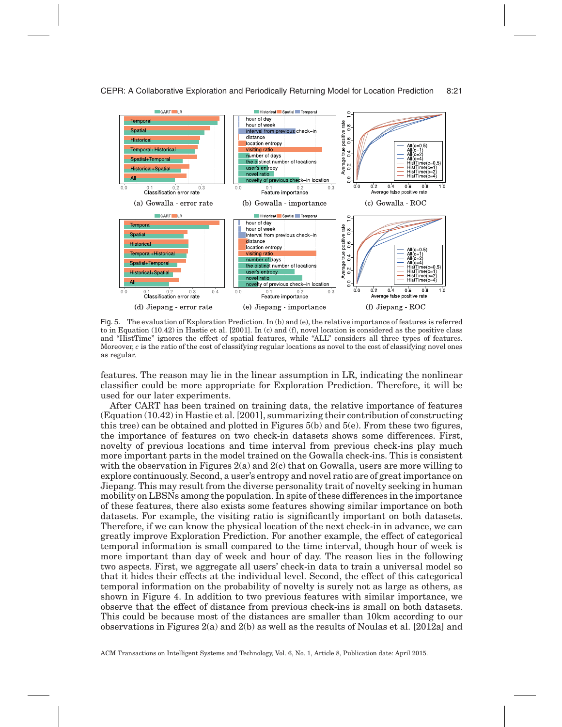Fig. 5. The evaluation of Exploration Prediction. In (b) and (e), the relative importance of features is referred to in Equation (10.42) in Hastie et al. [2001]. In (c) and (f), novel location is considered as the positive class and "HistTime" ignores the effect of spatial features, while "ALL" considers all three types of features. Moreover, $c$ is the ratio of the cost of classifying regular locations as novel to the cost of classifying novel ones as regular.

features. The reason may lie in the linear assumption in LR, indicating the nonlinear classifier could be more appropriate for Exploration Prediction. Therefore, it will be used for our later experiments.

After CART has been trained on training data, the relative importance of features (Equation (10.42) in Hastie et al. [2001], summarizing their contribution of constructing this tree) can be obtained and plotted in Figures 5(b) and 5(e). From these two figures, the importance of features on two check-in datasets shows some differences. First, novelty of previous locations and time interval from previous check-ins play much more important parts in the model trained on the Gowalla check-ins. This is consistent with the observation in Figures 2(a) and 2(c) that on Gowalla, users are more willing to explore continuously. Second, a user's entropy and novel ratio are of great importance on Jiepang. This may result from the diverse personality trait of novelty seeking in human mobility on LBSNs among the population. In spite of these differences in the importance of these features, there also exists some features showing similar importance on both datasets. For example, the visiting ratio is significantly important on both datasets. Therefore, if we can know the physical location of the next check-in in advance, we can greatly improve Exploration Prediction. For another example, the effect of categorical temporal information is small compared to the time interval, though hour of week is more important than day of week and hour of day. The reason lies in the following two aspects. First, we aggregate all users' check-in data to train a universal model so that it hides their effects at the individual level. Second, the effect of this categorical temporal information on the probability of novelty is surely not as large as others, as shown in Figure 4. In addition to two previous features with similar importance, we observe that the effect of distance from previous check-ins is small on both datasets. This could be because most of the distances are smaller than 10km according to our observations in Figures 2(a) and 2(b) as well as the results of Noulas et al. [2012a] and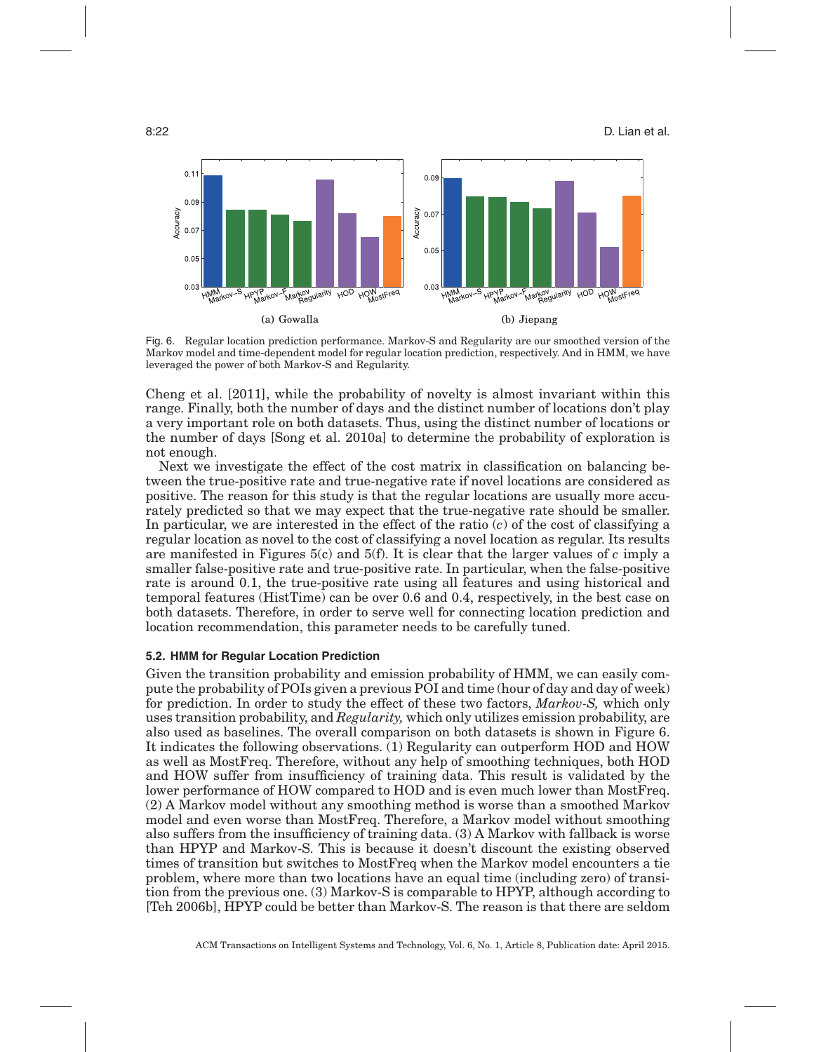Fig. 6. Regular location prediction performance. Markov-S and Regularity are our smoothed version of the Markov model and time-dependent model for regular location prediction, respectively. And in HMM, we have leveraged the power of both Markov-S and Regularity.

Cheng et al. [2011], while the probability of novelty is almost invariant within this range. Finally, both the number of days and the distinct number of locations don't play a very important role on both datasets. Thus, using the distinct number of locations or the number of days [Song et al. 2010a] to determine the probability of exploration is not enough.

Next we investigate the effect of the cost matrix in classification on balancing between the true-positive rate and true-negative rate if novel locations are considered as positive. The reason for this study is that the regular locations are usually more accurately predicted so that we may expect that the true-negative rate should be smaller. In particular, we are interested in the effect of the ratio ($c$) of the cost of classifying a regular location as novel to the cost of classifying a novel location as regular. Its results are manifested in Figures 5(c) and 5(f). It is clear that the larger values of $c$ imply a smaller false-positive rate and true-positive rate. In particular, when the false-positive rate is around 0.1, the true-positive rate using all features and using historical and temporal features (HistTime) can be over 0.6 and 0.4, respectively, in the best case on both datasets. Therefore, in order to serve well for connecting location prediction and location recommendation, this parameter needs to be carefully tuned.

### 5.2. HMM for Regular Location Prediction

Given the transition probability and emission probability of HMM, we can easily compute the probability of POIs given a previous POI and time (hour of day and day of week) for prediction. In order to study the effect of these two factors, *Markov-S,* which only uses transition probability, and *Regularity,* which only utilizes emission probability, are also used as baselines. The overall comparison on both datasets is shown in Figure 6. It indicates the following observations. (1) Regularity can outperform HOD and HOW as well as MostFreq. Therefore, without any help of smoothing techniques, both HOD and HOW suffer from insufficiency of training data. This result is validated by the lower performance of HOW compared to HOD and is even much lower than MostFreq. (2) A Markov model without any smoothing method is worse than a smoothed Markov model and even worse than MostFreq. Therefore, a Markov model without smoothing also suffers from the insufficiency of training data. (3) A Markov with fallback is worse than HPYP and Markov-S. This is because it doesn't discount the existing observed times of transition but switches to MostFreq when the Markov model encounters a tie problem, where more than two locations have an equal time (including zero) of transition from the previous one. (3) Markov-S is comparable to HPYP, although according to [Teh 2006b], HPYP could be better than Markov-S. The reason is that there are seldom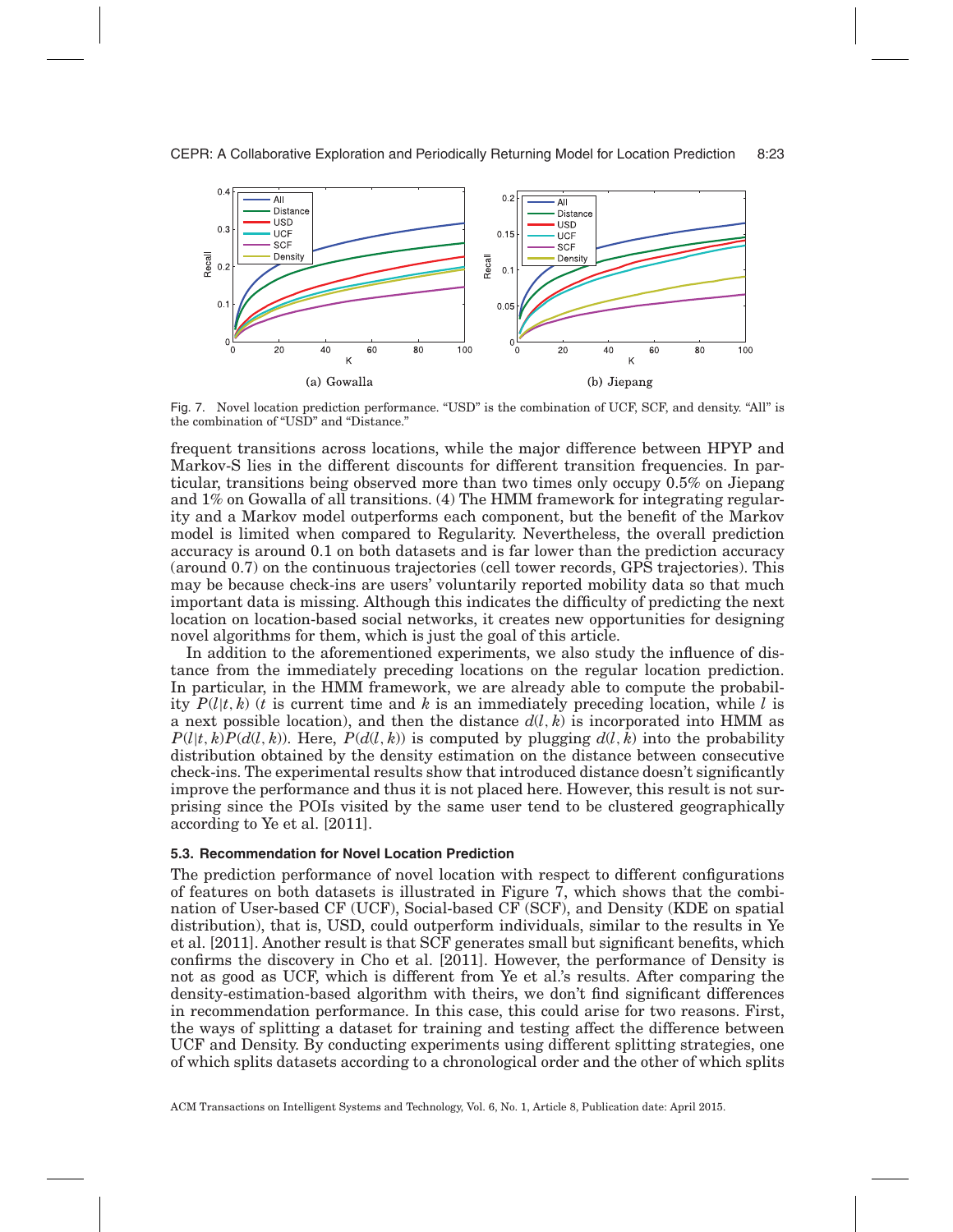Fig. 7. Novel location prediction performance. "USD" is the combination of UCF, SCF, and density. "All" is the combination of "USD" and "Distance."

frequent transitions across locations, while the major difference between HPYP and Markov-S lies in the different discounts for different transition frequencies. In particular, transitions being observed more than two times only occupy 0.5% on Jiepang and 1% on Gowalla of all transitions. (4) The HMM framework for integrating regularity and a Markov model outperforms each component, but the benefit of the Markov model is limited when compared to Regularity. Nevertheless, the overall prediction accuracy is around 0.1 on both datasets and is far lower than the prediction accuracy (around 0.7) on the continuous trajectories (cell tower records, GPS trajectories). This may be because check-ins are users' voluntarily reported mobility data so that much important data is missing. Although this indicates the difficulty of predicting the next location on location-based social networks, it creates new opportunities for designing novel algorithms for them, which is just the goal of this article.

In addition to the aforementioned experiments, we also study the influence of distance from the immediately preceding locations on the regular location prediction. In particular, in the HMM framework, we are already able to compute the probability $P(l|t,k)$ ($t$ is current time and $k$ is an immediately preceding location, while $l$ is a next possible location), and then the distance $d(l,k)$ is incorporated into HMM as $P(l|t,k)P(d(l,k))$. Here, $P(d(l,k))$ is computed by plugging $d(l,k)$ into the probability distribution obtained by the density estimation on the distance between consecutive check-ins. The experimental results show that introduced distance doesn't significantly improve the performance and thus it is not placed here. However, this result is not surprising since the POIs visited by the same user tend to be clustered geographically according to Ye et al. [2011].

### 5.3. Recommendation for Novel Location Prediction

The prediction performance of novel location with respect to different configurations of features on both datasets is illustrated in Figure 7, which shows that the combination of User-based CF (UCF), Social-based CF (SCF), and Density (KDE on spatial distribution), that is, USD, could outperform individuals, similar to the results in Ye et al. [2011]. Another result is that SCF generates small but significant benefits, which confirms the discovery in Cho et al. [2011]. However, the performance of Density is not as good as UCF, which is different from Ye et al.'s results. After comparing the density-estimation-based algorithm with theirs, we don't find significant differences in recommendation performance. In this case, this could arise for two reasons. First, the ways of splitting a dataset for training and testing affect the difference between UCF and Density. By conducting experiments using different splitting strategies, one of which splits datasets according to a chronological order and the other of which splits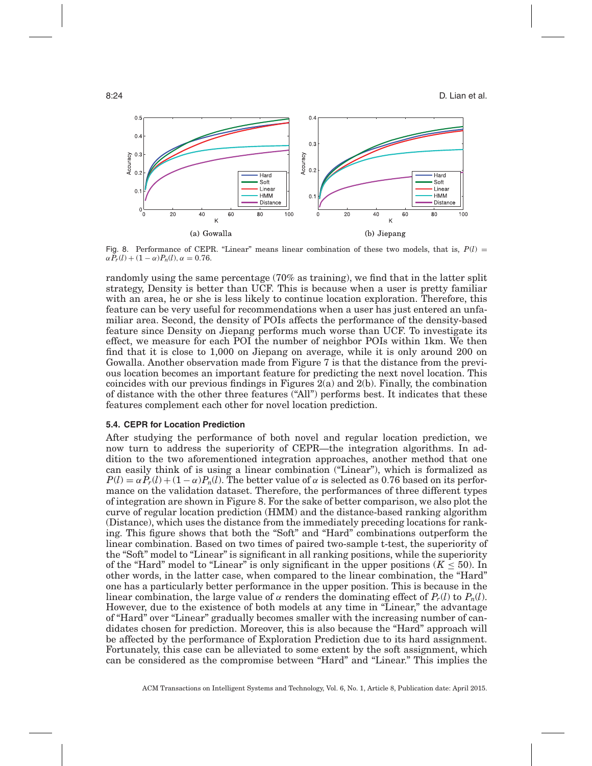Fig. 8. Performance of CEPR. "Linear" means linear combination of these two models, that is, $P(l) = \alpha P_r(l) + (1-\alpha)P_n(l), \alpha = 0.76$.

randomly using the same percentage (70% as training), we find that in the latter split strategy, Density is better than UCF. This is because when a user is pretty familiar with an area, he or she is less likely to continue location exploration. Therefore, this feature can be very useful for recommendations when a user has just entered an unfamiliar area. Second, the density of POIs affects the performance of the density-based feature since Density on Jiepang performs much worse than UCF. To investigate its effect, we measure for each POI the number of neighbor POIs within 1km. We then find that it is close to 1,000 on Jiepang on average, while it is only around 200 on Gowalla. Another observation made from Figure 7 is that the distance from the previous location becomes an important feature for predicting the next novel location. This coincides with our previous findings in Figures 2(a) and 2(b). Finally, the combination of distance with the other three features ("All") performs best. It indicates that these features complement each other for novel location prediction.

### 5.4. CEPR for Location Prediction

After studying the performance of both novel and regular location prediction, we now turn to address the superiority of CEPR—the integration algorithms. In addition to the two aforementioned integration approaches, another method that one can easily think of is using a linear combination ("Linear"), which is formalized as $P(l) = \alpha P_r(l) + (1-\alpha)P_n(l)$. The better value of $\alpha$ is selected as 0.76 based on its performance on the validation dataset. Therefore, the performances of three different types of integration are shown in Figure 8. For the sake of better comparison, we also plot the curve of regular location prediction (HMM) and the distance-based ranking algorithm (Distance), which uses the distance from the immediately preceding locations for ranking. This figure shows that both the "Soft" and "Hard" combinations outperform the linear combination. Based on two times of paired two-sample t-test, the superiority of the "Soft" model to "Linear" is significant in all ranking positions, while the superiority of the "Hard" model to "Linear" is only significant in the upper positions ($K \leq 50$). In other words, in the latter case, when compared to the linear combination, the "Hard" one has a particularly better performance in the upper position. This is because in the linear combination, the large value of $\alpha$ renders the dominating effect of $P_r(l)$ to $P_n(l)$. However, due to the existence of both models at any time in "Linear," the advantage of "Hard" over "Linear" gradually becomes smaller with the increasing number of candidates chosen for prediction. Moreover, this is also because the "Hard" approach will be affected by the performance of Exploration Prediction due to its hard assignment. Fortunately, this case can be alleviated to some extent by the soft assignment, which can be considered as the compromise between "Hard" and "Linear." This implies the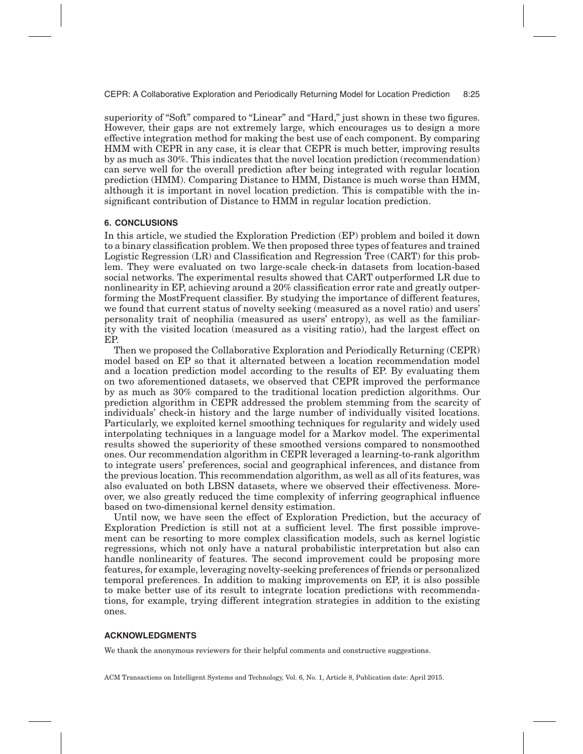superiority of "Soft" compared to "Linear" and "Hard," just shown in these two figures. However, their gaps are not extremely large, which encourages us to design a more effective integration method for making the best use of each component. By comparing HMM with CEPR in any case, it is clear that CEPR is much better, improving results by as much as 30%. This indicates that the novel location prediction (recommendation) can serve well for the overall prediction after being integrated with regular location prediction (HMM). Comparing Distance to HMM, Distance is much worse than HMM, although it is important in novel location prediction. This is compatible with the insignificant contribution of Distance to HMM in regular location prediction.

## 6. CONCLUSIONS

In this article, we studied the Exploration Prediction (EP) problem and boiled it down to a binary classification problem. We then proposed three types of features and trained Logistic Regression (LR) and Classification and Regression Tree (CART) for this problem. They were evaluated on two large-scale check-in datasets from location-based social networks. The experimental results showed that CART outperformed LR due to nonlinearity in EP, achieving around a 20% classification error rate and greatly outperforming the MostFrequent classifier. By studying the importance of different features, we found that current status of novelty seeking (measured as a novel ratio) and users' personality trait of neophilia (measured as users' entropy), as well as the familiarity with the visited location (measured as a visiting ratio), had the largest effect on EP.

Then we proposed the Collaborative Exploration and Periodically Returning (CEPR) model based on EP so that it alternated between a location recommendation model and a location prediction model according to the results of EP. By evaluating them on two aforementioned datasets, we observed that CEPR improved the performance by as much as 30% compared to the traditional location prediction algorithms. Our prediction algorithm in CEPR addressed the problem stemming from the scarcity of individuals' check-in history and the large number of individually visited locations. Particularly, we exploited kernel smoothing techniques for regularity and widely used interpolating techniques in a language model for a Markov model. The experimental results showed the superiority of these smoothed versions compared to nonsmoothed ones. Our recommendation algorithm in CEPR leveraged a learning-to-rank algorithm to integrate users' preferences, social and geographical inferences, and distance from the previous location. This recommendation algorithm, as well as all of its features, was also evaluated on both LBSN datasets, where we observed their effectiveness. Moreover, we also greatly reduced the time complexity of inferring geographical influence based on two-dimensional kernel density estimation.

Until now, we have seen the effect of Exploration Prediction, but the accuracy of Exploration Prediction is still not at a sufficient level. The first possible improvement can be resorting to more complex classification models, such as kernel logistic regressions, which not only have a natural probabilistic interpretation but also can handle nonlinearity of features. The second improvement could be proposing more features, for example, leveraging novelty-seeking preferences of friends or personalized temporal preferences. In addition to making improvements on EP, it is also possible to make better use of its result to integrate location predictions with recommendations, for example, trying different integration strategies in addition to the existing ones.

## ACKNOWLEDGMENTS

We thank the anonymous reviewers for their helpful comments and constructive suggestions.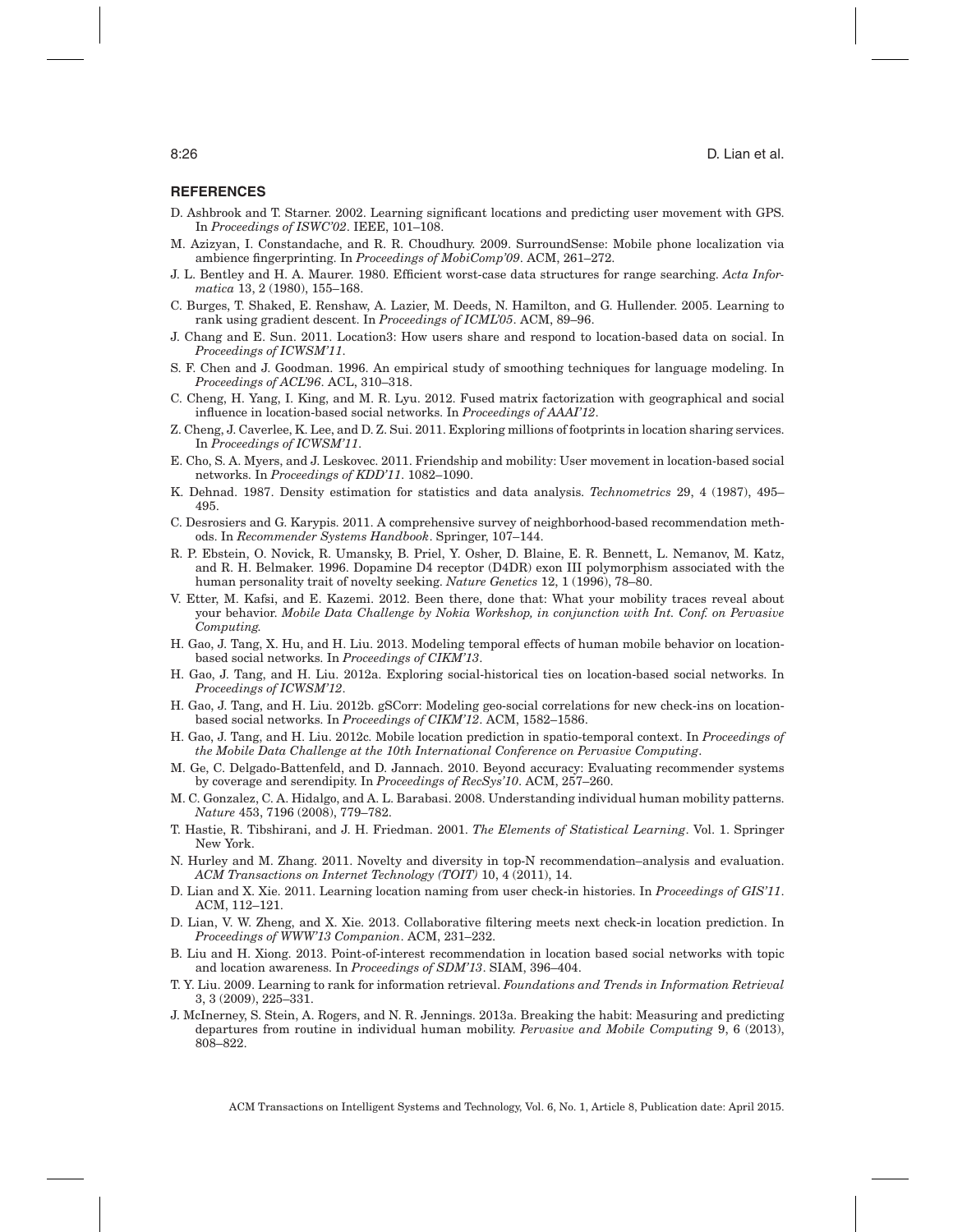## REFERENCES

D. Ashbrook and T. Starner. 2002. Learning significant locations and predicting user movement with GPS. In *Proceedings of ISWC'02*. IEEE, 101–108.

M. Azizyan, I. Constandache, and R. R. Choudhury. 2009. SurroundSense: Mobile phone localization via ambience fingerprinting. In *Proceedings of MobiComp'09*. ACM, 261–272.

J. L. Bentley and H. A. Maurer. 1980. Efficient worst-case data structures for range searching. *Acta Informatica* 13, 2 (1980), 155–168.

C. Burges, T. Shaked, E. Renshaw, A. Lazier, M. Deeds, N. Hamilton, and G. Hullender. 2005. Learning to rank using gradient descent. In *Proceedings of ICML'05*. ACM, 89–96.

J. Chang and E. Sun. 2011. Location3: How users share and respond to location-based data on social. In *Proceedings of ICWSM'11*.

S. F. Chen and J. Goodman. 1996. An empirical study of smoothing techniques for language modeling. In *Proceedings of ACL'96*. ACL, 310–318.

C. Cheng, H. Yang, I. King, and M. R. Lyu. 2012. Fused matrix factorization with geographical and social influence in location-based social networks. In *Proceedings of AAAI'12*.

Z. Cheng, J. Caverlee, K. Lee, and D. Z. Sui. 2011. Exploring millions of footprints in location sharing services. In *Proceedings of ICWSM'11*.

E. Cho, S. A. Myers, and J. Leskovec. 2011. Friendship and mobility: User movement in location-based social networks. In *Proceedings of KDD'11*. 1082–1090.

K. Dehnad. 1987. Density estimation for statistics and data analysis. *Technometrics* 29, 4 (1987), 495–495.

C. Desrosiers and G. Karypis. 2011. A comprehensive survey of neighborhood-based recommendation methods. In *Recommender Systems Handbook*. Springer, 107–144.

R. P. Ebstein, O. Novick, R. Umansky, B. Priel, Y. Osher, D. Blaine, E. R. Bennett, L. Nemanov, M. Katz, and R. H. Belmaker. 1996. Dopamine D4 receptor (D4DR) exon III polymorphism associated with the human personality trait of novelty seeking. *Nature Genetics* 12, 1 (1996), 78–80.

V. Etter, M. Kafsi, and E. Kazemi. 2012. Been there, done that: What your mobility traces reveal about your behavior. *Mobile Data Challenge by Nokia Workshop, in conjunction with Int. Conf. on Pervasive Computing.*

H. Gao, J. Tang, X. Hu, and H. Liu. 2013. Modeling temporal effects of human mobile behavior on location-based social networks. In *Proceedings of CIKM'13*.

H. Gao, J. Tang, and H. Liu. 2012a. Exploring social-historical ties on location-based social networks. In *Proceedings of ICWSM'12*.

H. Gao, J. Tang, and H. Liu. 2012b. gSCorr: Modeling geo-social correlations for new check-ins on location-based social networks. In *Proceedings of CIKM'12*. ACM, 1582–1586.

H. Gao, J. Tang, and H. Liu. 2012c. Mobile location prediction in spatio-temporal context. In *Proceedings of the Mobile Data Challenge at the 10th International Conference on Pervasive Computing*.

M. Ge, C. Delgado-Battenfeld, and D. Jannach. 2010. Beyond accuracy: Evaluating recommender systems by coverage and serendipity. In *Proceedings of RecSys'10*. ACM, 257–260.

M. C. Gonzalez, C. A. Hidalgo, and A. L. Barabasi. 2008. Understanding individual human mobility patterns. *Nature* 453, 7196 (2008), 779–782.

T. Hastie, R. Tibshirani, and J. H. Friedman. 2001. *The Elements of Statistical Learning*. Vol. 1. Springer New York.

N. Hurley and M. Zhang. 2011. Novelty and diversity in top-N recommendation–analysis and evaluation. *ACM Transactions on Internet Technology (TOIT)* 10, 4 (2011), 14.

D. Lian and X. Xie. 2011. Learning location naming from user check-in histories. In *Proceedings of GIS'11*. ACM, 112–121.

D. Lian, V. W. Zheng, and X. Xie. 2013. Collaborative filtering meets next check-in location prediction. In *Proceedings of WWW'13 Companion*. ACM, 231–232.

B. Liu and H. Xiong. 2013. Point-of-interest recommendation in location based social networks with topic and location awareness. In *Proceedings of SDM'13*. SIAM, 396–404.

T. Y. Liu. 2009. Learning to rank for information retrieval. *Foundations and Trends in Information Retrieval* 3, 3 (2009), 225–331.

J. McInerney, S. Stein, A. Rogers, and N. R. Jennings. 2013a. Breaking the habit: Measuring and predicting departures from routine in individual human mobility. *Pervasive and Mobile Computing* 9, 6 (2013), 808–822.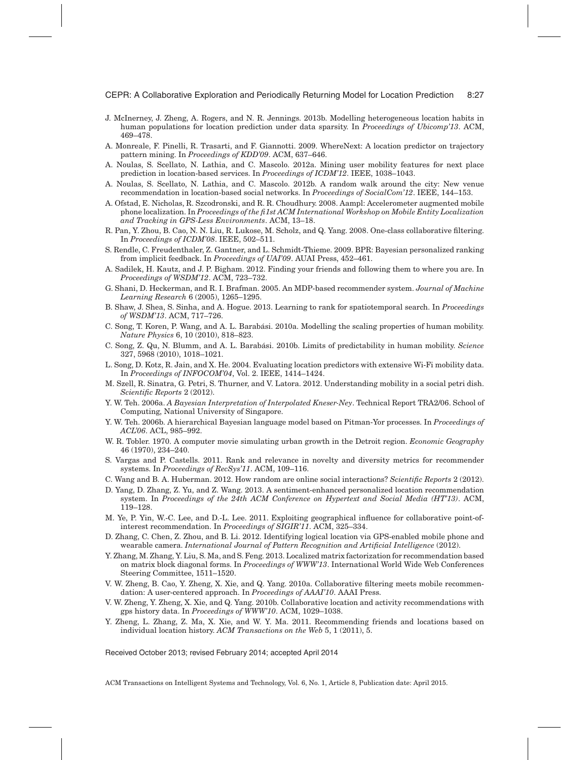J. McInerney, J. Zheng, A. Rogers, and N. R. Jennings. 2013b. Modelling heterogeneous location habits in human populations for location prediction under data sparsity. In *Proceedings of Ubicomp'13*. ACM, 469–478.

A. Monreale, F. Pinelli, R. Trasarti, and F. Giannotti. 2009. WhereNext: A location predictor on trajectory pattern mining. In *Proceedings of KDD'09*. ACM, 637–646.

A. Noulas, S. Scellato, N. Lathia, and C. Mascolo. 2012a. Mining user mobility features for next place prediction in location-based services. In *Proceedings of ICDM'12*. IEEE, 1038–1043.

A. Noulas, S. Scellato, N. Lathia, and C. Mascolo. 2012b. A random walk around the city: New venue recommendation in location-based social networks. In *Proceedings of SocialCom'12*. IEEE, 144–153.

A. Ofstad, E. Nicholas, R. Szcodronski, and R. R. Choudhury. 2008. Aampl: Accelerometer augmented mobile phone localization. In *Proceedings of the fi1st ACM International Workshop on Mobile Entity Localization and Tracking in GPS-Less Environments*. ACM, 13–18.

R. Pan, Y. Zhou, B. Cao, N. N. Liu, R. Lukose, M. Scholz, and Q. Yang. 2008. One-class collaborative filtering. In *Proceedings of ICDM'08*. IEEE, 502–511.

S. Rendle, C. Freudenthaler, Z. Gantner, and L. Schmidt-Thieme. 2009. BPR: Bayesian personalized ranking from implicit feedback. In *Proceedings of UAI'09*. AUAI Press, 452–461.

A. Sadilek, H. Kautz, and J. P. Bigham. 2012. Finding your friends and following them to where you are. In *Proceedings of WSDM'12*. ACM, 723–732.

G. Shani, D. Heckerman, and R. I. Brafman. 2005. An MDP-based recommender system. *Journal of Machine Learning Research* 6 (2005), 1265–1295.

B. Shaw, J. Shea, S. Sinha, and A. Hogue. 2013. Learning to rank for spatiotemporal search. In *Proceedings of WSDM'13*. ACM, 717–726.

C. Song, T. Koren, P. Wang, and A. L. Barabási. 2010a. Modelling the scaling properties of human mobility. *Nature Physics* 6, 10 (2010), 818–823.

C. Song, Z. Qu, N. Blumm, and A. L. Barabási. 2010b. Limits of predictability in human mobility. *Science* 327, 5968 (2010), 1018–1021.

L. Song, D. Kotz, R. Jain, and X. He. 2004. Evaluating location predictors with extensive Wi-Fi mobility data. In *Proceedings of INFOCOM'04*, Vol. 2. IEEE, 1414–1424.

M. Szell, R. Sinatra, G. Petri, S. Thurner, and V. Latora. 2012. Understanding mobility in a social petri dish. *Scientific Reports* 2 (2012).

Y. W. Teh. 2006a. *A Bayesian Interpretation of Interpolated Kneser-Ney*. Technical Report TRA2/06. School of Computing, National University of Singapore.

Y. W. Teh. 2006b. A hierarchical Bayesian language model based on Pitman-Yor processes. In *Proceedings of ACL'06*. ACL, 985–992.

W. R. Tobler. 1970. A computer movie simulating urban growth in the Detroit region. *Economic Geography* 46 (1970), 234–240.

S. Vargas and P. Castells. 2011. Rank and relevance in novelty and diversity metrics for recommender systems. In *Proceedings of RecSys'11*. ACM, 109–116.

C. Wang and B. A. Huberman. 2012. How random are online social interactions? *Scientific Reports* 2 (2012).

D. Yang, D. Zhang, Z. Yu, and Z. Wang. 2013. A sentiment-enhanced personalized location recommendation system. In *Proceedings of the 24th ACM Conference on Hypertext and Social Media (HT'13)*. ACM, 119–128.

M. Ye, P. Yin, W.-C. Lee, and D.-L. Lee. 2011. Exploiting geographical influence for collaborative point-of-interest recommendation. In *Proceedings of SIGIR'11*. ACM, 325–334.

D. Zhang, C. Chen, Z. Zhou, and B. Li. 2012. Identifying logical location via GPS-enabled mobile phone and wearable camera. *International Journal of Pattern Recognition and Artificial Intelligence* (2012).

Y. Zhang, M. Zhang, Y. Liu, S. Ma, and S. Feng. 2013. Localized matrix factorization for recommendation based on matrix block diagonal forms. In *Proceedings of WWW'13*. International World Wide Web Conferences Steering Committee, 1511–1520.

V. W. Zheng, B. Cao, Y. Zheng, X. Xie, and Q. Yang. 2010a. Collaborative filtering meets mobile recommendation: A user-centered approach. In *Proceedings of AAAI'10*. AAAI Press.

V. W. Zheng, Y. Zheng, X. Xie, and Q. Yang. 2010b. Collaborative location and activity recommendations with gps history data. In *Proceedings of WWW'10*. ACM, 1029–1038.

Y. Zheng, L. Zhang, Z. Ma, X. Xie, and W. Y. Ma. 2011. Recommending friends and locations based on individual location history. *ACM Transactions on the Web* 5, 1 (2011), 5.

Received October 2013; revised February 2014; accepted April 2014